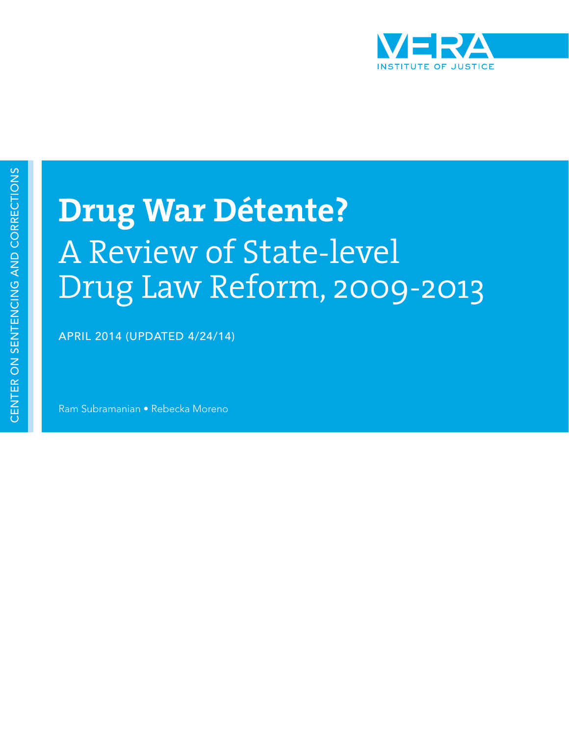VERA INSTITUTE OF JUSTICE

CENTER ON SENTENCING AND CORRECTIONS

# Drug War Détente?

## A Review of State-level Drug Law Reform, 2009-2013

APRIL 2014 (UPDATED 4/24/14)

Ram Subramanian • Rebecka Moreno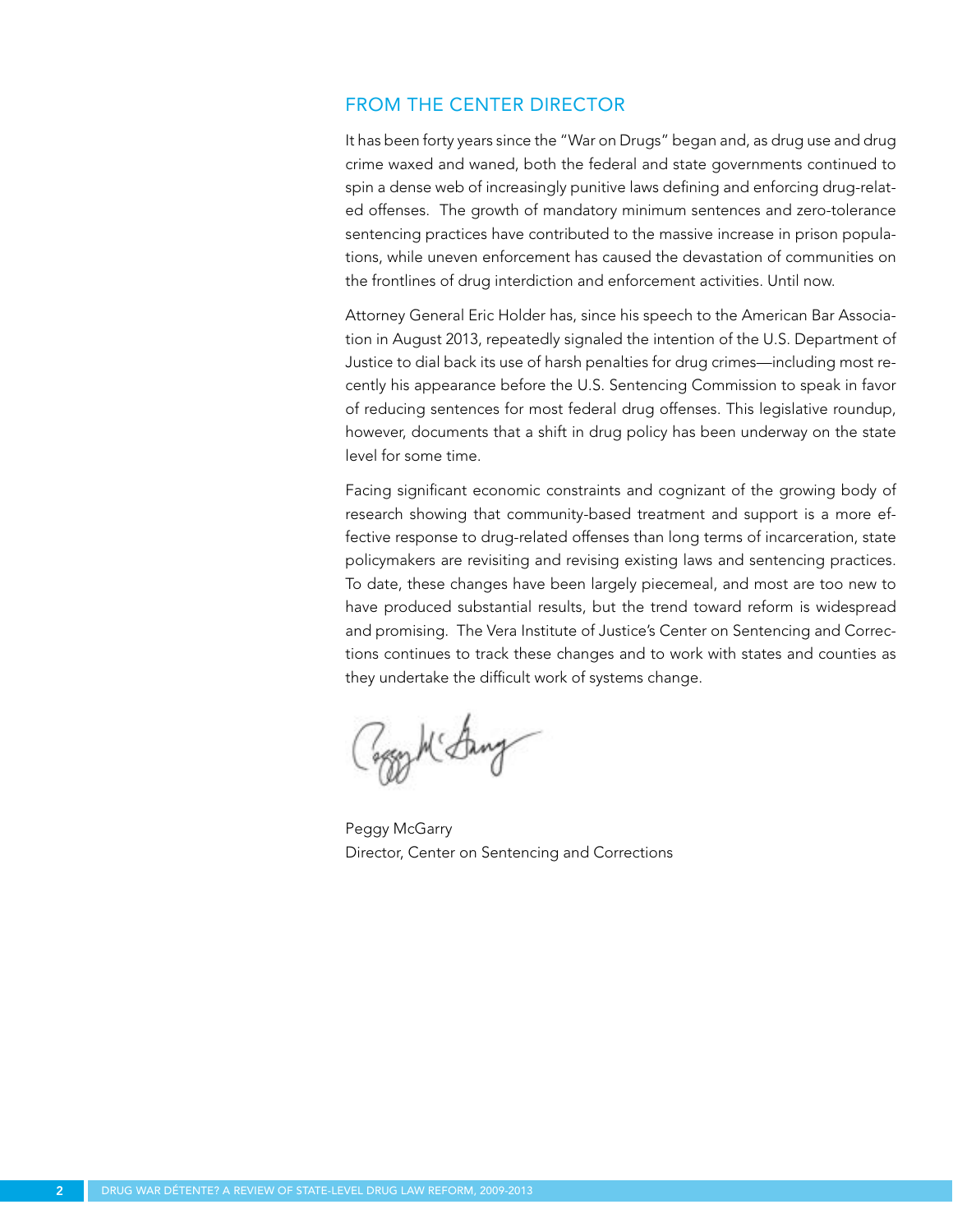## FROM THE CENTER DIRECTOR

It has been forty years since the "War on Drugs" began and, as drug use and drug crime waxed and waned, both the federal and state governments continued to spin a dense web of increasingly punitive laws defining and enforcing drug-related offenses. The growth of mandatory minimum sentences and zero-tolerance sentencing practices have contributed to the massive increase in prison populations, while uneven enforcement has caused the devastation of communities on the frontlines of drug interdiction and enforcement activities. Until now.

Attorney General Eric Holder has, since his speech to the American Bar Association in August 2013, repeatedly signaled the intention of the U.S. Department of Justice to dial back its use of harsh penalties for drug crimes—including most recently his appearance before the U.S. Sentencing Commission to speak in favor of reducing sentences for most federal drug offenses. This legislative roundup, however, documents that a shift in drug policy has been underway on the state level for some time.

Facing significant economic constraints and cognizant of the growing body of research showing that community-based treatment and support is a more effective response to drug-related offenses than long terms of incarceration, state policymakers are revisiting and revising existing laws and sentencing practices. To date, these changes have been largely piecemeal, and most are too new to have produced substantial results, but the trend toward reform is widespread and promising. The Vera Institute of Justice's Center on Sentencing and Corrections continues to track these changes and to work with states and counties as they undertake the difficult work of systems change.

Peggy McGarry  
Director, Center on Sentencing and Corrections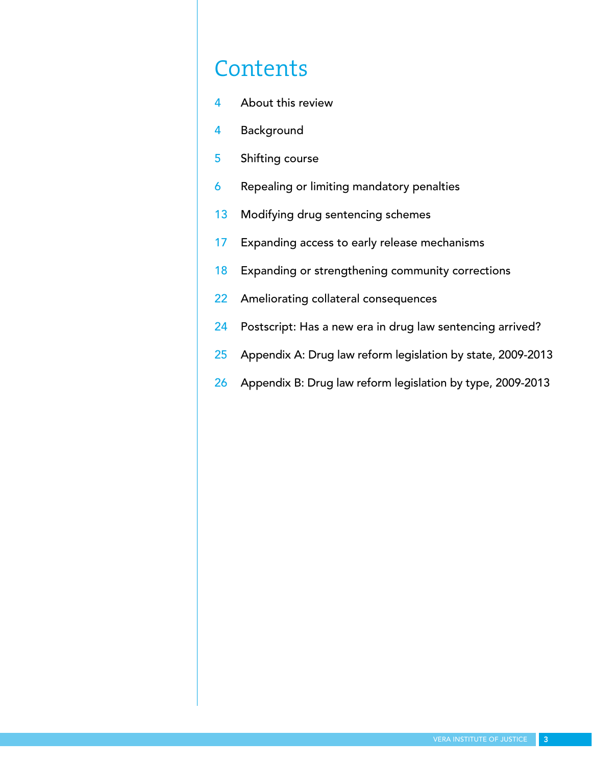# Contents

| | |
|---|---|
| 4 | About this review |
| 4 | Background |
| 5 | Shifting course |
| 6 | Repealing or limiting mandatory penalties |
| 13 | Modifying drug sentencing schemes |
| 17 | Expanding access to early release mechanisms |
| 18 | Expanding or strengthening community corrections |
| 22 | Ameliorating collateral consequences |
| 24 | Postscript: Has a new era in drug law sentencing arrived? |
| 25 | Appendix A: Drug law reform legislation by state, 2009-2013 |
| 26 | Appendix B: Drug law reform legislation by type, 2009-2013 |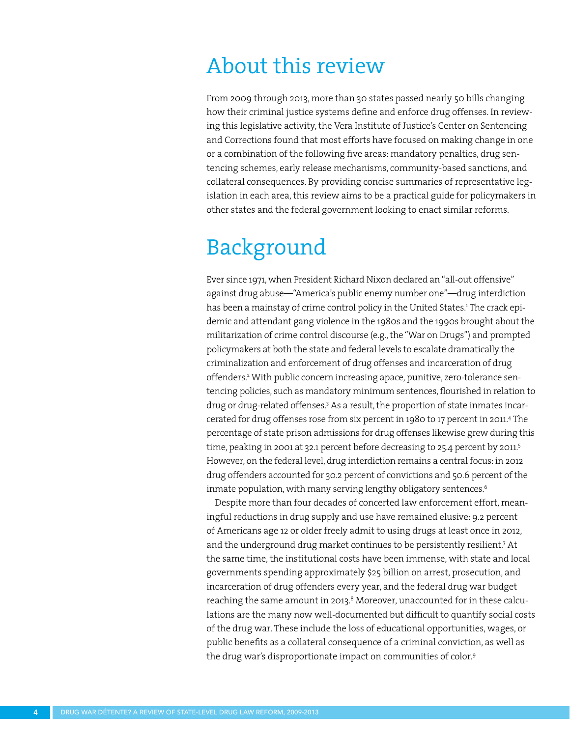# About this review

From 2009 through 2013, more than 30 states passed nearly 50 bills changing how their criminal justice systems define and enforce drug offenses. In reviewing this legislative activity, the Vera Institute of Justice's Center on Sentencing and Corrections found that most efforts have focused on making change in one or a combination of the following five areas: mandatory penalties, drug sentencing schemes, early release mechanisms, community-based sanctions, and collateral consequences. By providing concise summaries of representative legislation in each area, this review aims to be a practical guide for policymakers in other states and the federal government looking to enact similar reforms.

# Background

Ever since 1971, when President Richard Nixon declared an "all-out offensive" against drug abuse—"America's public enemy number one"—drug interdiction has been a mainstay of crime control policy in the United States.[1] The crack epidemic and attendant gang violence in the 1980s and the 1990s brought about the militarization of crime control discourse (e.g., the "War on Drugs") and prompted policymakers at both the state and federal levels to escalate dramatically the criminalization and enforcement of drug offenses and incarceration of drug offenders.[2] With public concern increasing apace, punitive, zero-tolerance sentencing policies, such as mandatory minimum sentences, flourished in relation to drug or drug-related offenses.[3] As a result, the proportion of state inmates incarcerated for drug offenses rose from six percent in 1980 to 17 percent in 2011.[4] The percentage of state prison admissions for drug offenses likewise grew during this time, peaking in 2001 at 32.1 percent before decreasing to 25.4 percent by 2011.[5] However, on the federal level, drug interdiction remains a central focus: in 2012 drug offenders accounted for 30.2 percent of convictions and 50.6 percent of the inmate population, with many serving lengthy obligatory sentences.[6]

Despite more than four decades of concerted law enforcement effort, meaningful reductions in drug supply and use have remained elusive: 9.2 percent of Americans age 12 or older freely admit to using drugs at least once in 2012, and the underground drug market continues to be persistently resilient.[7] At the same time, the institutional costs have been immense, with state and local governments spending approximately $25 billion on arrest, prosecution, and incarceration of drug offenders every year, and the federal drug war budget reaching the same amount in 2013.[8] Moreover, unaccounted for in these calculations are the many now well-documented but difficult to quantify social costs of the drug war. These include the loss of educational opportunities, wages, or public benefits as a collateral consequence of a criminal conviction, as well as the drug war's disproportionate impact on communities of color.[9]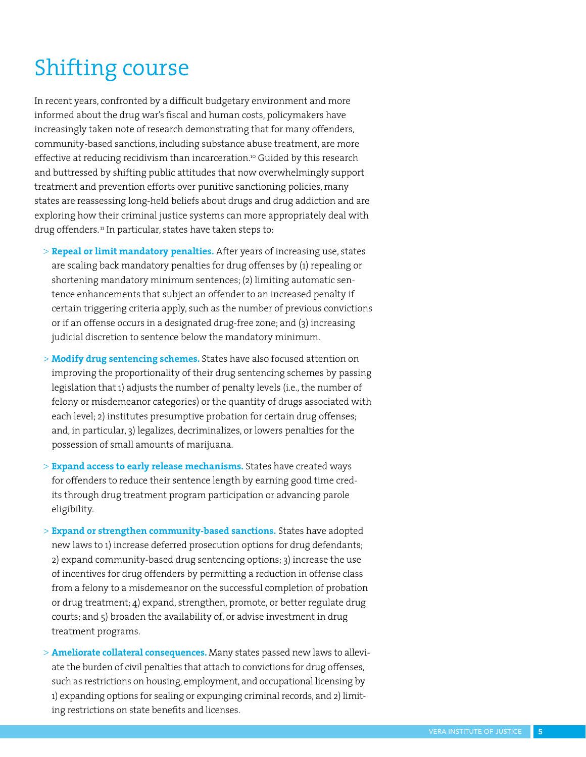# Shifting course

In recent years, confronted by a difficult budgetary environment and more informed about the drug war's fiscal and human costs, policymakers have increasingly taken note of research demonstrating that for many offenders, community-based sanctions, including substance abuse treatment, are more effective at reducing recidivism than incarceration.[10] Guided by this research and buttressed by shifting public attitudes that now overwhelmingly support treatment and prevention efforts over punitive sanctioning policies, many states are reassessing long-held beliefs about drugs and drug addiction and are exploring how their criminal justice systems can more appropriately deal with drug offenders.[11] In particular, states have taken steps to:

> **Repeal or limit mandatory penalties.** After years of increasing use, states are scaling back mandatory penalties for drug offenses by (1) repealing or shortening mandatory minimum sentences; (2) limiting automatic sentence enhancements that subject an offender to an increased penalty if certain triggering criteria apply, such as the number of previous convictions or if an offense occurs in a designated drug-free zone; and (3) increasing judicial discretion to sentence below the mandatory minimum.

> **Modify drug sentencing schemes.** States have also focused attention on improving the proportionality of their drug sentencing schemes by passing legislation that 1) adjusts the number of penalty levels (i.e., the number of felony or misdemeanor categories) or the quantity of drugs associated with each level; 2) institutes presumptive probation for certain drug offenses; and, in particular, 3) legalizes, decriminalizes, or lowers penalties for the possession of small amounts of marijuana.

> **Expand access to early release mechanisms.** States have created ways for offenders to reduce their sentence length by earning good time credits through drug treatment program participation or advancing parole eligibility.

> **Expand or strengthen community-based sanctions.** States have adopted new laws to 1) increase deferred prosecution options for drug defendants; 2) expand community-based drug sentencing options; 3) increase the use of incentives for drug offenders by permitting a reduction in offense class from a felony to a misdemeanor on the successful completion of probation or drug treatment; 4) expand, strengthen, promote, or better regulate drug courts; and 5) broaden the availability of, or advise investment in drug treatment programs.

> **Ameliorate collateral consequences.** Many states passed new laws to alleviate the burden of civil penalties that attach to convictions for drug offenses, such as restrictions on housing, employment, and occupational licensing by 1) expanding options for sealing or expunging criminal records, and 2) limiting restrictions on state benefits and licenses.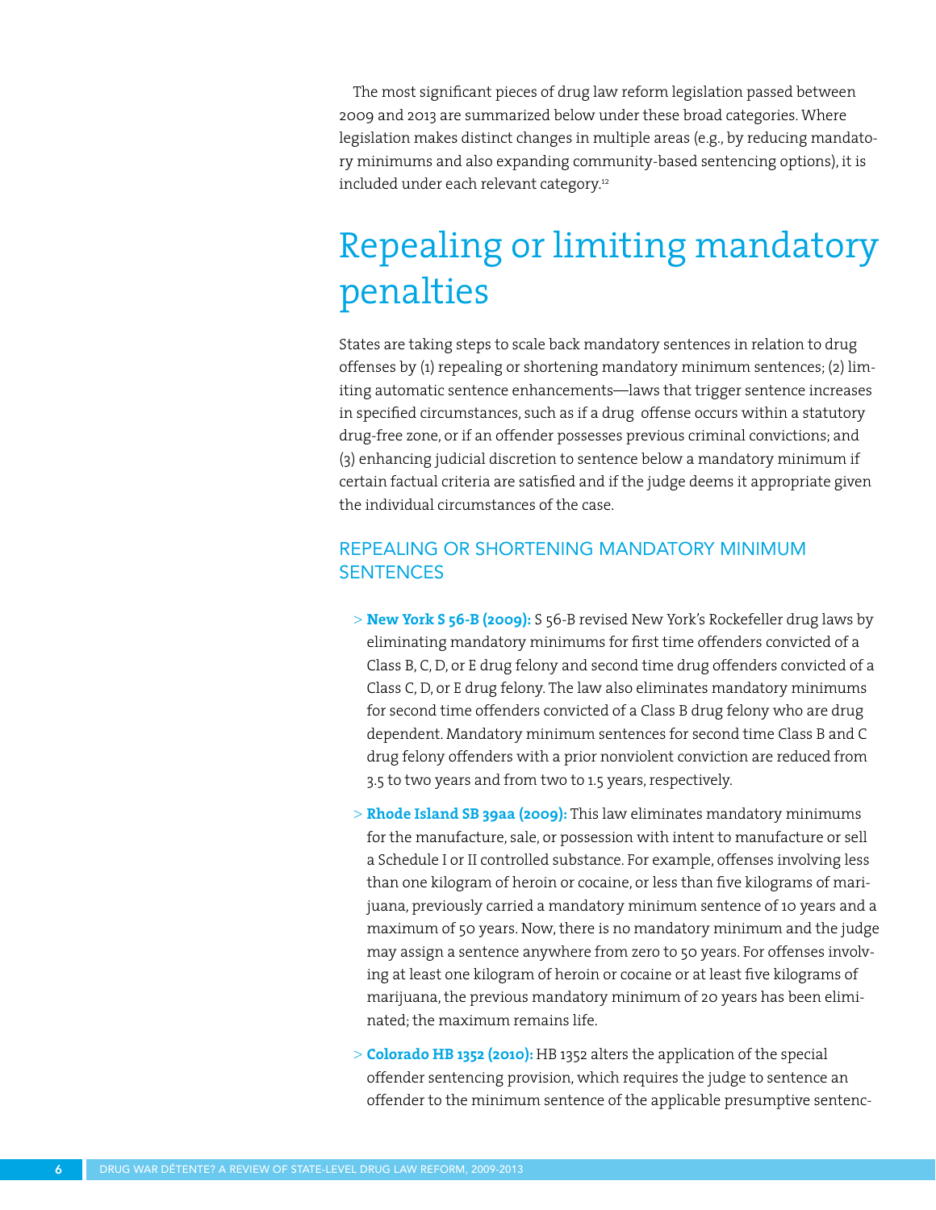The most significant pieces of drug law reform legislation passed between 2009 and 2013 are summarized below under these broad categories. Where legislation makes distinct changes in multiple areas (e.g., by reducing mandatory minimums and also expanding community-based sentencing options), it is included under each relevant category.[12]

# Repealing or limiting mandatory penalties

States are taking steps to scale back mandatory sentences in relation to drug offenses by (1) repealing or shortening mandatory minimum sentences; (2) limiting automatic sentence enhancements—laws that trigger sentence increases in specified circumstances, such as if a drug offense occurs within a statutory drug-free zone, or if an offender possesses previous criminal convictions; and (3) enhancing judicial discretion to sentence below a mandatory minimum if certain factual criteria are satisfied and if the judge deems it appropriate given the individual circumstances of the case.

## REPEALING OR SHORTENING MANDATORY MINIMUM SENTENCES

> **New York S 56-B (2009):** S 56-B revised New York's Rockefeller drug laws by eliminating mandatory minimums for first time offenders convicted of a Class B, C, D, or E drug felony and second time drug offenders convicted of a Class C, D, or E drug felony. The law also eliminates mandatory minimums for second time offenders convicted of a Class B drug felony who are drug dependent. Mandatory minimum sentences for second time Class B and C drug felony offenders with a prior nonviolent conviction are reduced from 3.5 to two years and from two to 1.5 years, respectively.

> **Rhode Island SB 39aa (2009):** This law eliminates mandatory minimums for the manufacture, sale, or possession with intent to manufacture or sell a Schedule I or II controlled substance. For example, offenses involving less than one kilogram of heroin or cocaine, or less than five kilograms of marijuana, previously carried a mandatory minimum sentence of 10 years and a maximum of 50 years. Now, there is no mandatory minimum and the judge may assign a sentence anywhere from zero to 50 years. For offenses involving at least one kilogram of heroin or cocaine or at least five kilograms of marijuana, the previous mandatory minimum of 20 years has been eliminated; the maximum remains life.

> **Colorado HB 1352 (2010):** HB 1352 alters the application of the special offender sentencing provision, which requires the judge to sentence an offender to the minimum sentence of the applicable presumptive sentenc-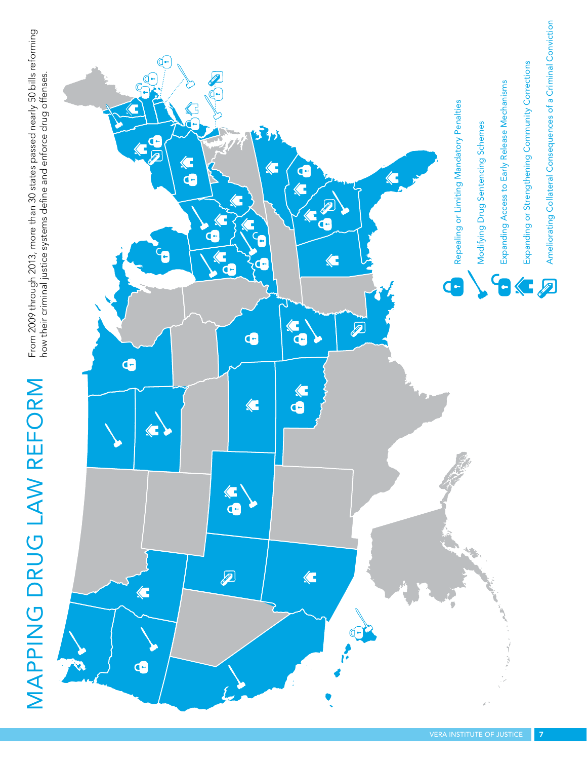# MAPPING DRUG LAW REFORM

From 2009 through 2013, more than 30 states passed nearly 50 bills reforming how their criminal justice systems define and enforce drug offenses.

- Repealing or Limiting Mandatory Penalties
- Modifying Drug Sentencing Schemes
- Expanding Access to Early Release Mechanisms
- Expanding or Strengthening Community Corrections
- Ameliorating Collateral Consequences of a Criminal Conviction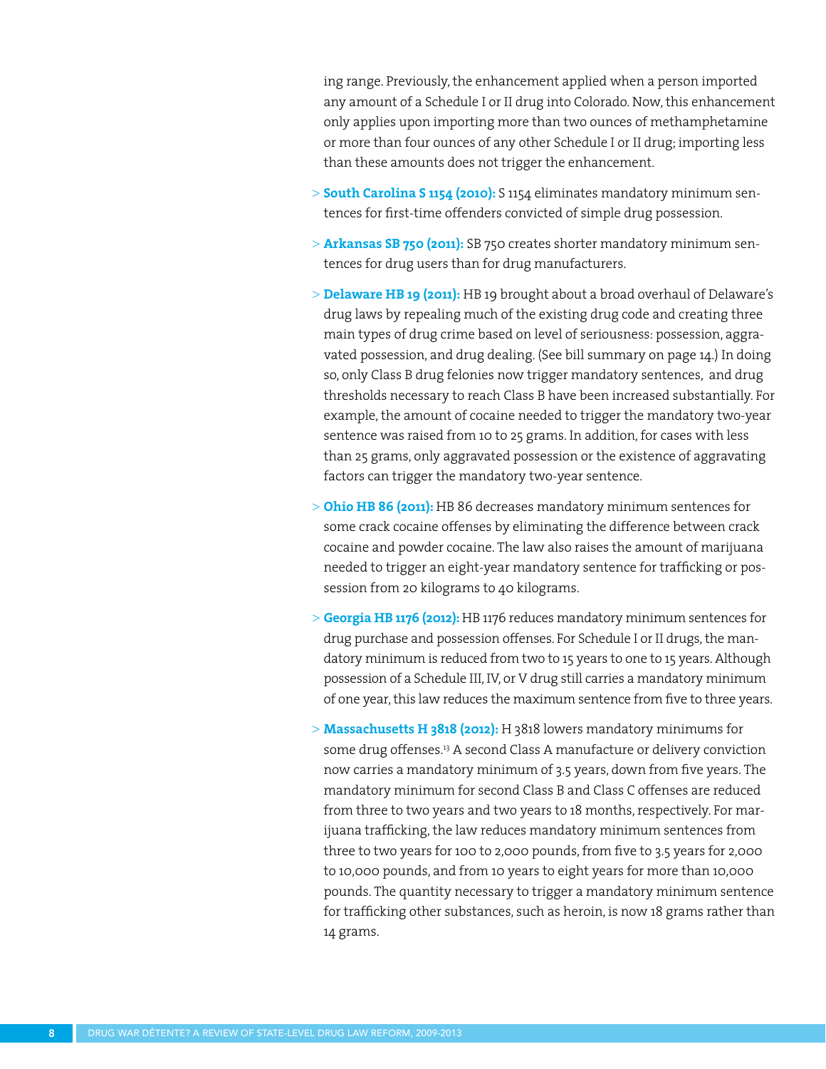ing range. Previously, the enhancement applied when a person imported any amount of a Schedule I or II drug into Colorado. Now, this enhancement only applies upon importing more than two ounces of methamphetamine or more than four ounces of any other Schedule I or II drug; importing less than these amounts does not trigger the enhancement.

> **South Carolina S 1154 (2010):** S 1154 eliminates mandatory minimum sentences for first-time offenders convicted of simple drug possession.

> **Arkansas SB 750 (2011):** SB 750 creates shorter mandatory minimum sentences for drug users than for drug manufacturers.

> **Delaware HB 19 (2011):** HB 19 brought about a broad overhaul of Delaware's drug laws by repealing much of the existing drug code and creating three main types of drug crime based on level of seriousness: possession, aggravated possession, and drug dealing. (See bill summary on page 14.) In doing so, only Class B drug felonies now trigger mandatory sentences, and drug thresholds necessary to reach Class B have been increased substantially. For example, the amount of cocaine needed to trigger the mandatory two-year sentence was raised from 10 to 25 grams. In addition, for cases with less than 25 grams, only aggravated possession or the existence of aggravating factors can trigger the mandatory two-year sentence.

> **Ohio HB 86 (2011):** HB 86 decreases mandatory minimum sentences for some crack cocaine offenses by eliminating the difference between crack cocaine and powder cocaine. The law also raises the amount of marijuana needed to trigger an eight-year mandatory sentence for trafficking or possession from 20 kilograms to 40 kilograms.

> **Georgia HB 1176 (2012):** HB 1176 reduces mandatory minimum sentences for drug purchase and possession offenses. For Schedule I or II drugs, the mandatory minimum is reduced from two to 15 years to one to 15 years. Although possession of a Schedule III, IV, or V drug still carries a mandatory minimum of one year, this law reduces the maximum sentence from five to three years.

> **Massachusetts H 3818 (2012):** H 3818 lowers mandatory minimums for some drug offenses.[13] A second Class A manufacture or delivery conviction now carries a mandatory minimum of 3.5 years, down from five years. The mandatory minimum for second Class B and Class C offenses are reduced from three to two years and two years to 18 months, respectively. For marijuana trafficking, the law reduces mandatory minimum sentences from three to two years for 100 to 2,000 pounds, from five to 3.5 years for 2,000 to 10,000 pounds, and from 10 years to eight years for more than 10,000 pounds. The quantity necessary to trigger a mandatory minimum sentence for trafficking other substances, such as heroin, is now 18 grams rather than 14 grams.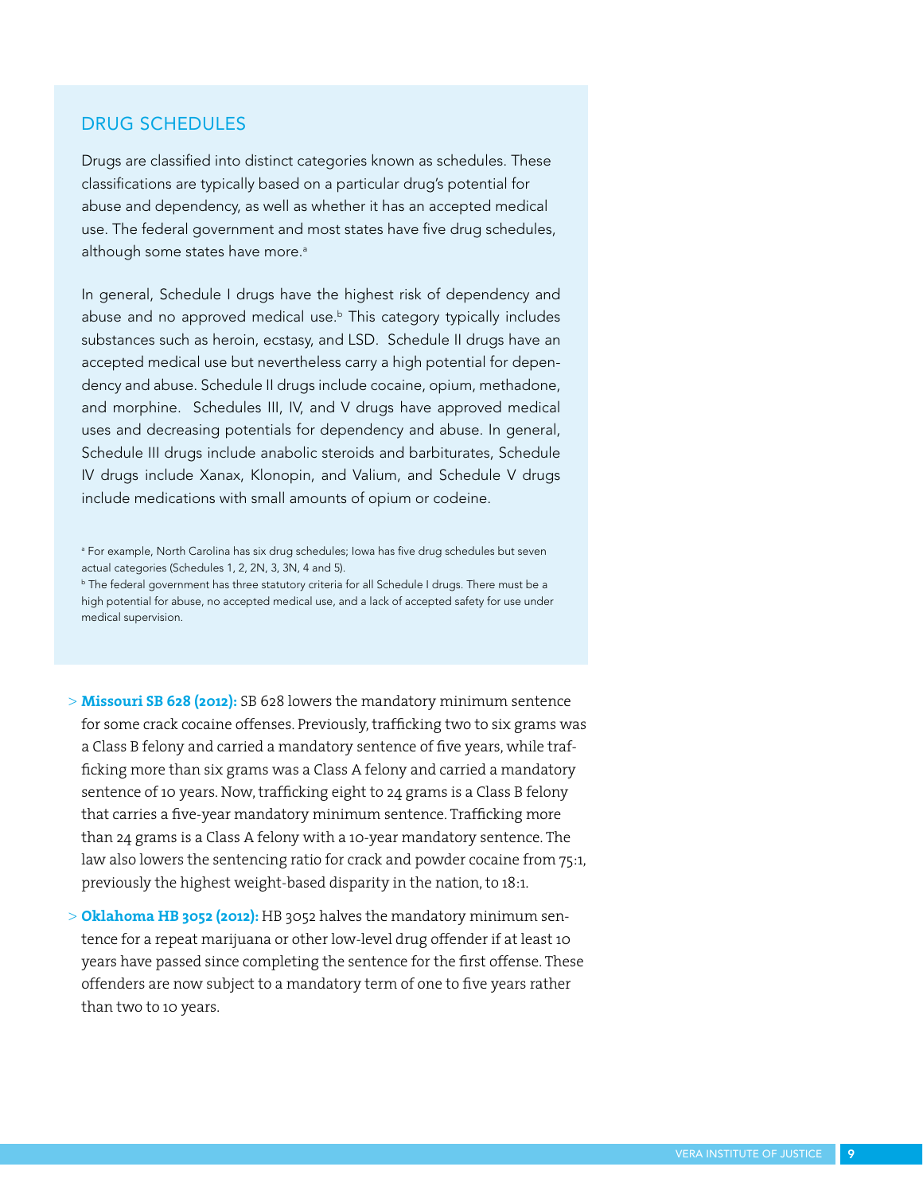## DRUG SCHEDULES

Drugs are classified into distinct categories known as schedules. These classifications are typically based on a particular drug's potential for abuse and dependency, as well as whether it has an accepted medical use. The federal government and most states have five drug schedules, although some states have more.[a]

In general, Schedule I drugs have the highest risk of dependency and abuse and no approved medical use.[b] This category typically includes substances such as heroin, ecstasy, and LSD. Schedule II drugs have an accepted medical use but nevertheless carry a high potential for dependency and abuse. Schedule II drugs include cocaine, opium, methadone, and morphine. Schedules III, IV, and V drugs have approved medical uses and decreasing potentials for dependency and abuse. In general, Schedule III drugs include anabolic steroids and barbiturates, Schedule IV drugs include Xanax, Klonopin, and Valium, and Schedule V drugs include medications with small amounts of opium or codeine.

[a] For example, North Carolina has six drug schedules; Iowa has five drug schedules but seven actual categories (Schedules 1, 2, 2N, 3, 3N, 4 and 5).

[b] The federal government has three statutory criteria for all Schedule I drugs. There must be a high potential for abuse, no accepted medical use, and a lack of accepted safety for use under medical supervision.

> **Missouri SB 628 (2012):** SB 628 lowers the mandatory minimum sentence for some crack cocaine offenses. Previously, trafficking two to six grams was a Class B felony and carried a mandatory sentence of five years, while trafficking more than six grams was a Class A felony and carried a mandatory sentence of 10 years. Now, trafficking eight to 24 grams is a Class B felony that carries a five-year mandatory minimum sentence. Trafficking more than 24 grams is a Class A felony with a 10-year mandatory sentence. The law also lowers the sentencing ratio for crack and powder cocaine from 75:1, previously the highest weight-based disparity in the nation, to 18:1.

> **Oklahoma HB 3052 (2012):** HB 3052 halves the mandatory minimum sentence for a repeat marijuana or other low-level drug offender if at least 10 years have passed since completing the sentence for the first offense. These offenders are now subject to a mandatory term of one to five years rather than two to 10 years.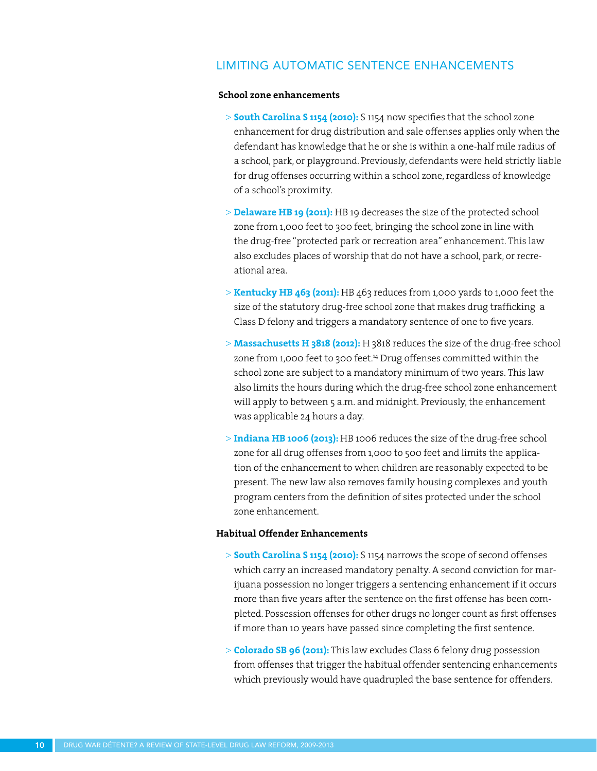## LIMITING AUTOMATIC SENTENCE ENHANCEMENTS

### School zone enhancements

> **South Carolina S 1154 (2010):** S 1154 now specifies that the school zone enhancement for drug distribution and sale offenses applies only when the defendant has knowledge that he or she is within a one-half mile radius of a school, park, or playground. Previously, defendants were held strictly liable for drug offenses occurring within a school zone, regardless of knowledge of a school's proximity.

> **Delaware HB 19 (2011):** HB 19 decreases the size of the protected school zone from 1,000 feet to 300 feet, bringing the school zone in line with the drug-free "protected park or recreation area" enhancement. This law also excludes places of worship that do not have a school, park, or recreational area.

> **Kentucky HB 463 (2011):** HB 463 reduces from 1,000 yards to 1,000 feet the size of the statutory drug-free school zone that makes drug trafficking a Class D felony and triggers a mandatory sentence of one to five years.

> **Massachusetts H 3818 (2012):** H 3818 reduces the size of the drug-free school zone from 1,000 feet to 300 feet.[14] Drug offenses committed within the school zone are subject to a mandatory minimum of two years. This law also limits the hours during which the drug-free school zone enhancement will apply to between 5 a.m. and midnight. Previously, the enhancement was applicable 24 hours a day.

> **Indiana HB 1006 (2013):** HB 1006 reduces the size of the drug-free school zone for all drug offenses from 1,000 to 500 feet and limits the application of the enhancement to when children are reasonably expected to be present. The new law also removes family housing complexes and youth program centers from the definition of sites protected under the school zone enhancement.

### Habitual Offender Enhancements

> **South Carolina S 1154 (2010):** S 1154 narrows the scope of second offenses which carry an increased mandatory penalty. A second conviction for marijuana possession no longer triggers a sentencing enhancement if it occurs more than five years after the sentence on the first offense has been completed. Possession offenses for other drugs no longer count as first offenses if more than 10 years have passed since completing the first sentence.

> **Colorado SB 96 (2011):** This law excludes Class 6 felony drug possession from offenses that trigger the habitual offender sentencing enhancements which previously would have quadrupled the base sentence for offenders.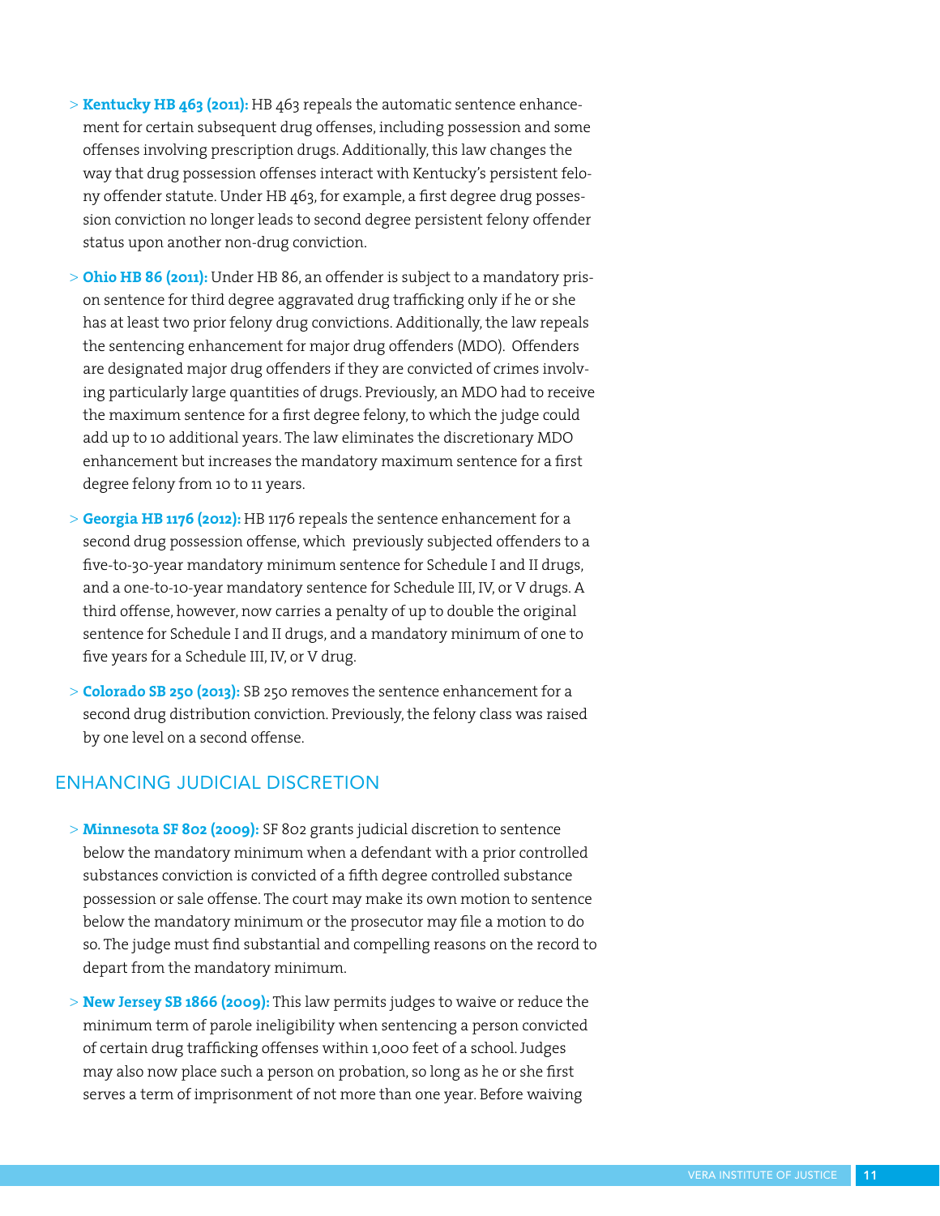- **Kentucky HB 463 (2011):** HB 463 repeals the automatic sentence enhancement for certain subsequent drug offenses, including possession and some offenses involving prescription drugs. Additionally, this law changes the way that drug possession offenses interact with Kentucky's persistent felony offender statute. Under HB 463, for example, a first degree drug possession conviction no longer leads to second degree persistent felony offender status upon another non-drug conviction.
- **Ohio HB 86 (2011):** Under HB 86, an offender is subject to a mandatory prison sentence for third degree aggravated drug trafficking only if he or she has at least two prior felony drug convictions. Additionally, the law repeals the sentencing enhancement for major drug offenders (MDO). Offenders are designated major drug offenders if they are convicted of crimes involving particularly large quantities of drugs. Previously, an MDO had to receive the maximum sentence for a first degree felony, to which the judge could add up to 10 additional years. The law eliminates the discretionary MDO enhancement but increases the mandatory maximum sentence for a first degree felony from 10 to 11 years.
- **Georgia HB 1176 (2012):** HB 1176 repeals the sentence enhancement for a second drug possession offense, which previously subjected offenders to a five-to-30-year mandatory minimum sentence for Schedule I and II drugs, and a one-to-10-year mandatory sentence for Schedule III, IV, or V drugs. A third offense, however, now carries a penalty of up to double the original sentence for Schedule I and II drugs, and a mandatory minimum of one to five years for a Schedule III, IV, or V drug.
- **Colorado SB 250 (2013):** SB 250 removes the sentence enhancement for a second drug distribution conviction. Previously, the felony class was raised by one level on a second offense.

## ENHANCING JUDICIAL DISCRETION

- **Minnesota SF 802 (2009):** SF 802 grants judicial discretion to sentence below the mandatory minimum when a defendant with a prior controlled substances conviction is convicted of a fifth degree controlled substance possession or sale offense. The court may make its own motion to sentence below the mandatory minimum or the prosecutor may file a motion to do so. The judge must find substantial and compelling reasons on the record to depart from the mandatory minimum.
- **New Jersey SB 1866 (2009):** This law permits judges to waive or reduce the minimum term of parole ineligibility when sentencing a person convicted of certain drug trafficking offenses within 1,000 feet of a school. Judges may also now place such a person on probation, so long as he or she first serves a term of imprisonment of not more than one year. Before waiving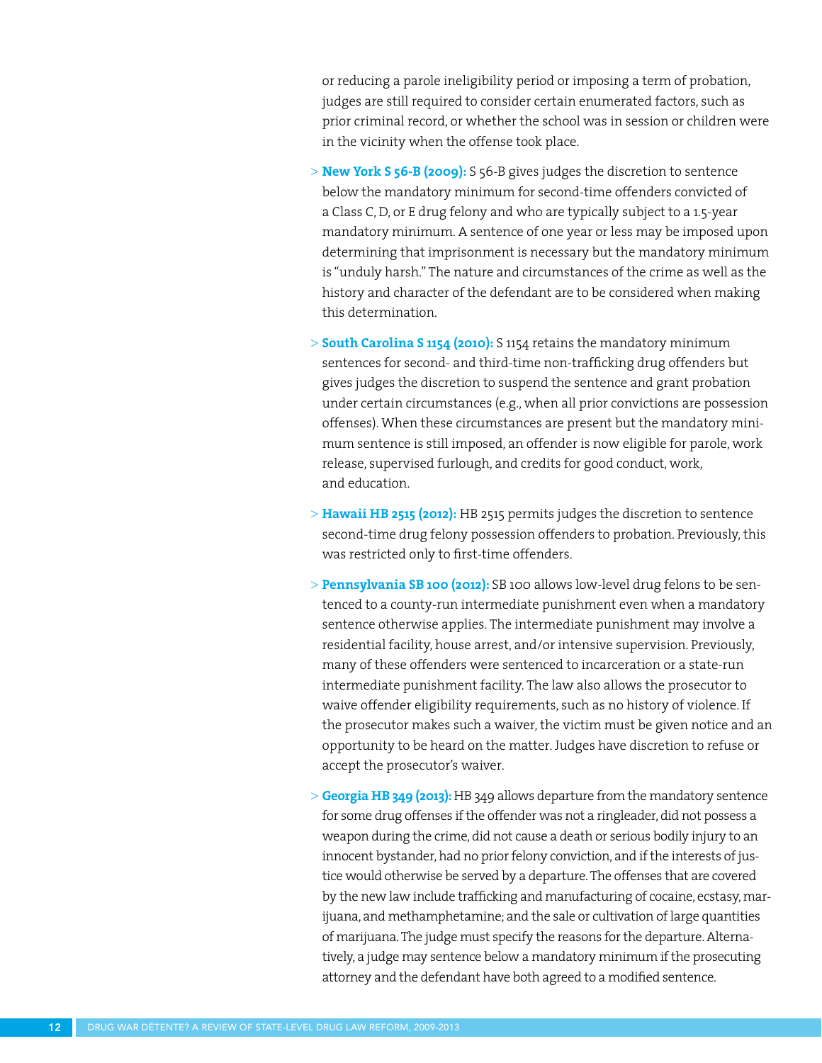or reducing a parole ineligibility period or imposing a term of probation, judges are still required to consider certain enumerated factors, such as prior criminal record, or whether the school was in session or children were in the vicinity when the offense took place.

> **New York S 56-B (2009):** S 56-B gives judges the discretion to sentence below the mandatory minimum for second-time offenders convicted of a Class C, D, or E drug felony and who are typically subject to a 1.5-year mandatory minimum. A sentence of one year or less may be imposed upon determining that imprisonment is necessary but the mandatory minimum is "unduly harsh." The nature and circumstances of the crime as well as the history and character of the defendant are to be considered when making this determination.

> **South Carolina S 1154 (2010):** S 1154 retains the mandatory minimum sentences for second- and third-time non-trafficking drug offenders but gives judges the discretion to suspend the sentence and grant probation under certain circumstances (e.g., when all prior convictions are possession offenses). When these circumstances are present but the mandatory minimum sentence is still imposed, an offender is now eligible for parole, work release, supervised furlough, and credits for good conduct, work, and education.

> **Hawaii HB 2515 (2012):** HB 2515 permits judges the discretion to sentence second-time drug felony possession offenders to probation. Previously, this was restricted only to first-time offenders.

> **Pennsylvania SB 100 (2012):** SB 100 allows low-level drug felons to be sentenced to a county-run intermediate punishment even when a mandatory sentence otherwise applies. The intermediate punishment may involve a residential facility, house arrest, and/or intensive supervision. Previously, many of these offenders were sentenced to incarceration or a state-run intermediate punishment facility. The law also allows the prosecutor to waive offender eligibility requirements, such as no history of violence. If the prosecutor makes such a waiver, the victim must be given notice and an opportunity to be heard on the matter. Judges have discretion to refuse or accept the prosecutor's waiver.

> **Georgia HB 349 (2013):** HB 349 allows departure from the mandatory sentence for some drug offenses if the offender was not a ringleader, did not possess a weapon during the crime, did not cause a death or serious bodily injury to an innocent bystander, had no prior felony conviction, and if the interests of justice would otherwise be served by a departure. The offenses that are covered by the new law include trafficking and manufacturing of cocaine, ecstasy, marijuana, and methamphetamine; and the sale or cultivation of large quantities of marijuana. The judge must specify the reasons for the departure. Alternatively, a judge may sentence below a mandatory minimum if the prosecuting attorney and the defendant have both agreed to a modified sentence.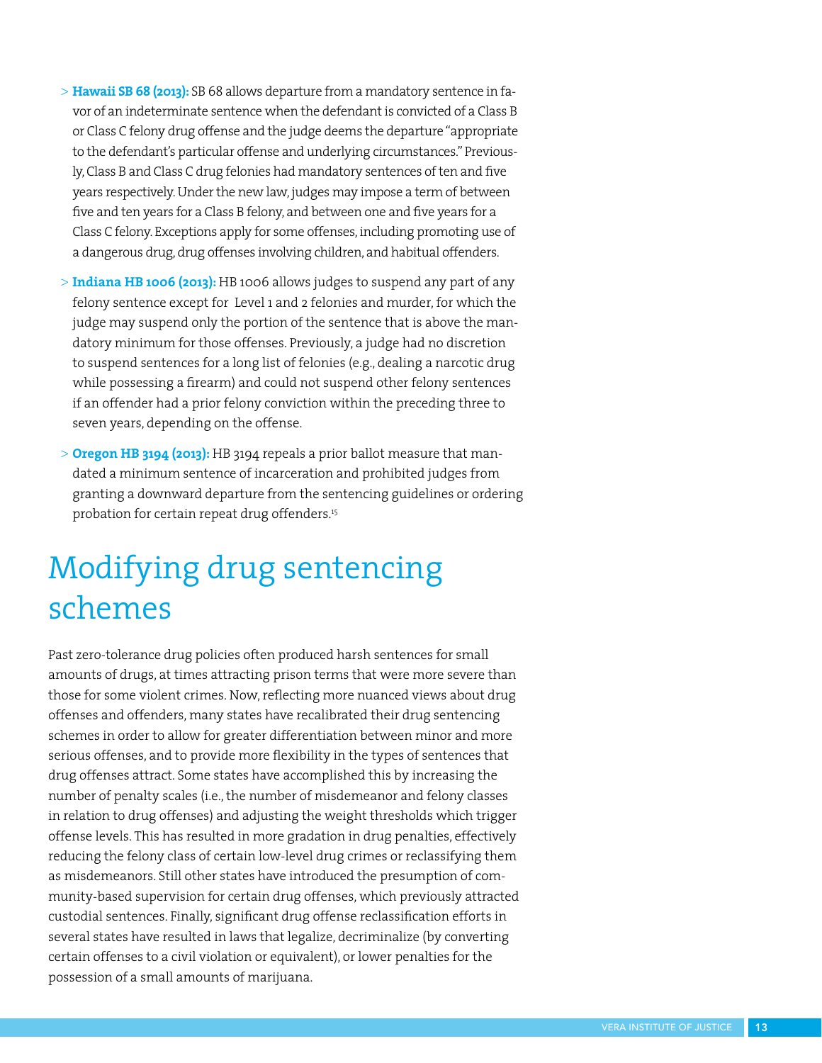- **Hawaii SB 68 (2013):** SB 68 allows departure from a mandatory sentence in favor of an indeterminate sentence when the defendant is convicted of a Class B or Class C felony drug offense and the judge deems the departure "appropriate to the defendant's particular offense and underlying circumstances." Previously, Class B and Class C drug felonies had mandatory sentences of ten and five years respectively. Under the new law, judges may impose a term of between five and ten years for a Class B felony, and between one and five years for a Class C felony. Exceptions apply for some offenses, including promoting use of a dangerous drug, drug offenses involving children, and habitual offenders.
- **Indiana HB 1006 (2013):** HB 1006 allows judges to suspend any part of any felony sentence except for Level 1 and 2 felonies and murder, for which the judge may suspend only the portion of the sentence that is above the mandatory minimum for those offenses. Previously, a judge had no discretion to suspend sentences for a long list of felonies (e.g., dealing a narcotic drug while possessing a firearm) and could not suspend other felony sentences if an offender had a prior felony conviction within the preceding three to seven years, depending on the offense.
- **Oregon HB 3194 (2013):** HB 3194 repeals a prior ballot measure that mandated a minimum sentence of incarceration and prohibited judges from granting a downward departure from the sentencing guidelines or ordering probation for certain repeat drug offenders.[15]

# Modifying drug sentencing schemes

Past zero-tolerance drug policies often produced harsh sentences for small amounts of drugs, at times attracting prison terms that were more severe than those for some violent crimes. Now, reflecting more nuanced views about drug offenses and offenders, many states have recalibrated their drug sentencing schemes in order to allow for greater differentiation between minor and more serious offenses, and to provide more flexibility in the types of sentences that drug offenses attract. Some states have accomplished this by increasing the number of penalty scales (i.e., the number of misdemeanor and felony classes in relation to drug offenses) and adjusting the weight thresholds which trigger offense levels. This has resulted in more gradation in drug penalties, effectively reducing the felony class of certain low-level drug crimes or reclassifying them as misdemeanors. Still other states have introduced the presumption of community-based supervision for certain drug offenses, which previously attracted custodial sentences. Finally, significant drug offense reclassification efforts in several states have resulted in laws that legalize, decriminalize (by converting certain offenses to a civil violation or equivalent), or lower penalties for the possession of a small amounts of marijuana.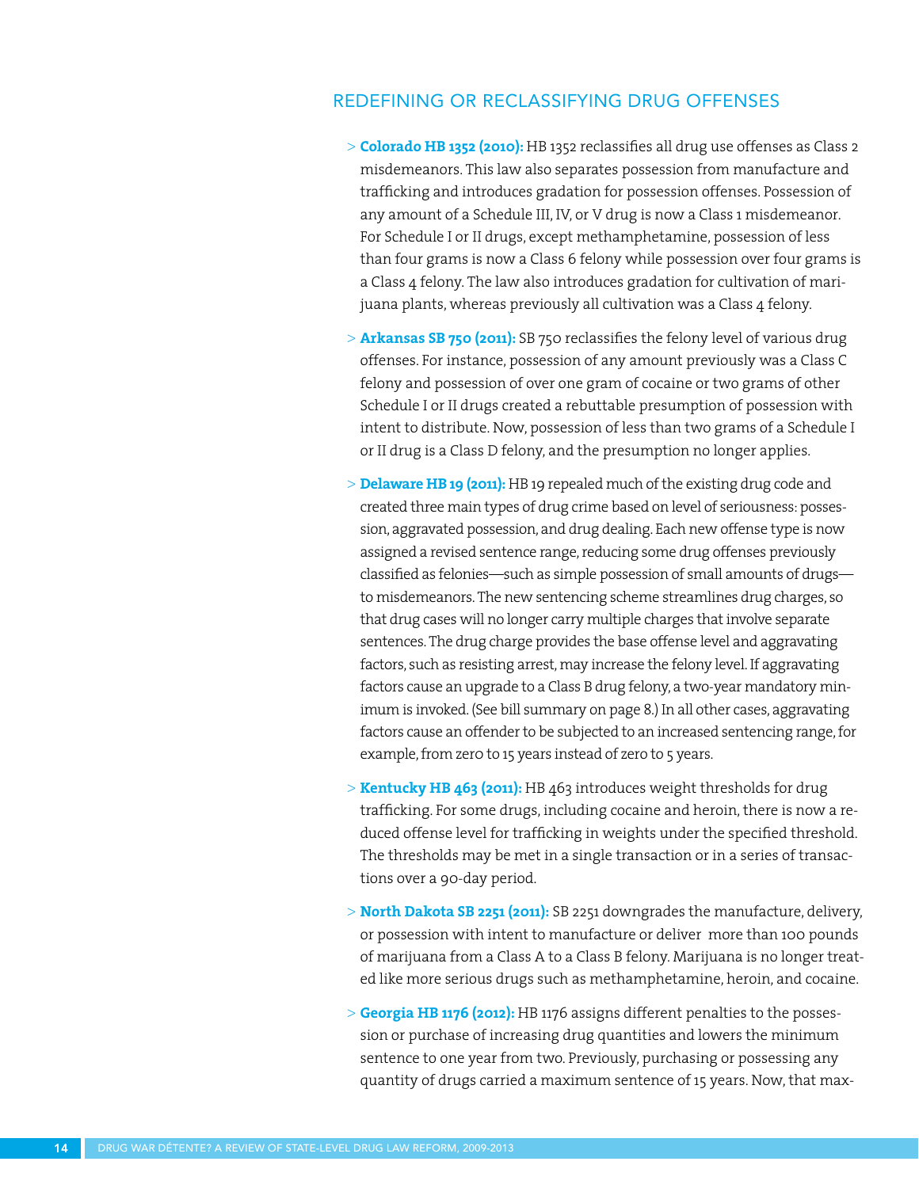## REDEFINING OR RECLASSIFYING DRUG OFFENSES

> **Colorado HB 1352 (2010):** HB 1352 reclassifies all drug use offenses as Class 2 misdemeanors. This law also separates possession from manufacture and trafficking and introduces gradation for possession offenses. Possession of any amount of a Schedule III, IV, or V drug is now a Class 1 misdemeanor. For Schedule I or II drugs, except methamphetamine, possession of less than four grams is now a Class 6 felony while possession over four grams is a Class 4 felony. The law also introduces gradation for cultivation of marijuana plants, whereas previously all cultivation was a Class 4 felony.

> **Arkansas SB 750 (2011):** SB 750 reclassifies the felony level of various drug offenses. For instance, possession of any amount previously was a Class C felony and possession of over one gram of cocaine or two grams of other Schedule I or II drugs created a rebuttable presumption of possession with intent to distribute. Now, possession of less than two grams of a Schedule I or II drug is a Class D felony, and the presumption no longer applies.

> **Delaware HB 19 (2011):** HB 19 repealed much of the existing drug code and created three main types of drug crime based on level of seriousness: possession, aggravated possession, and drug dealing. Each new offense type is now assigned a revised sentence range, reducing some drug offenses previously classified as felonies—such as simple possession of small amounts of drugs—to misdemeanors. The new sentencing scheme streamlines drug charges, so that drug cases will no longer carry multiple charges that involve separate sentences. The drug charge provides the base offense level and aggravating factors, such as resisting arrest, may increase the felony level. If aggravating factors cause an upgrade to a Class B drug felony, a two-year mandatory minimum is invoked. (See bill summary on page 8.) In all other cases, aggravating factors cause an offender to be subjected to an increased sentencing range, for example, from zero to 15 years instead of zero to 5 years.

> **Kentucky HB 463 (2011):** HB 463 introduces weight thresholds for drug trafficking. For some drugs, including cocaine and heroin, there is now a reduced offense level for trafficking in weights under the specified threshold. The thresholds may be met in a single transaction or in a series of transactions over a 90-day period.

> **North Dakota SB 2251 (2011):** SB 2251 downgrades the manufacture, delivery, or possession with intent to manufacture or deliver more than 100 pounds of marijuana from a Class A to a Class B felony. Marijuana is no longer treated like more serious drugs such as methamphetamine, heroin, and cocaine.

> **Georgia HB 1176 (2012):** HB 1176 assigns different penalties to the possession or purchase of increasing drug quantities and lowers the minimum sentence to one year from two. Previously, purchasing or possessing any quantity of drugs carried a maximum sentence of 15 years. Now, that max-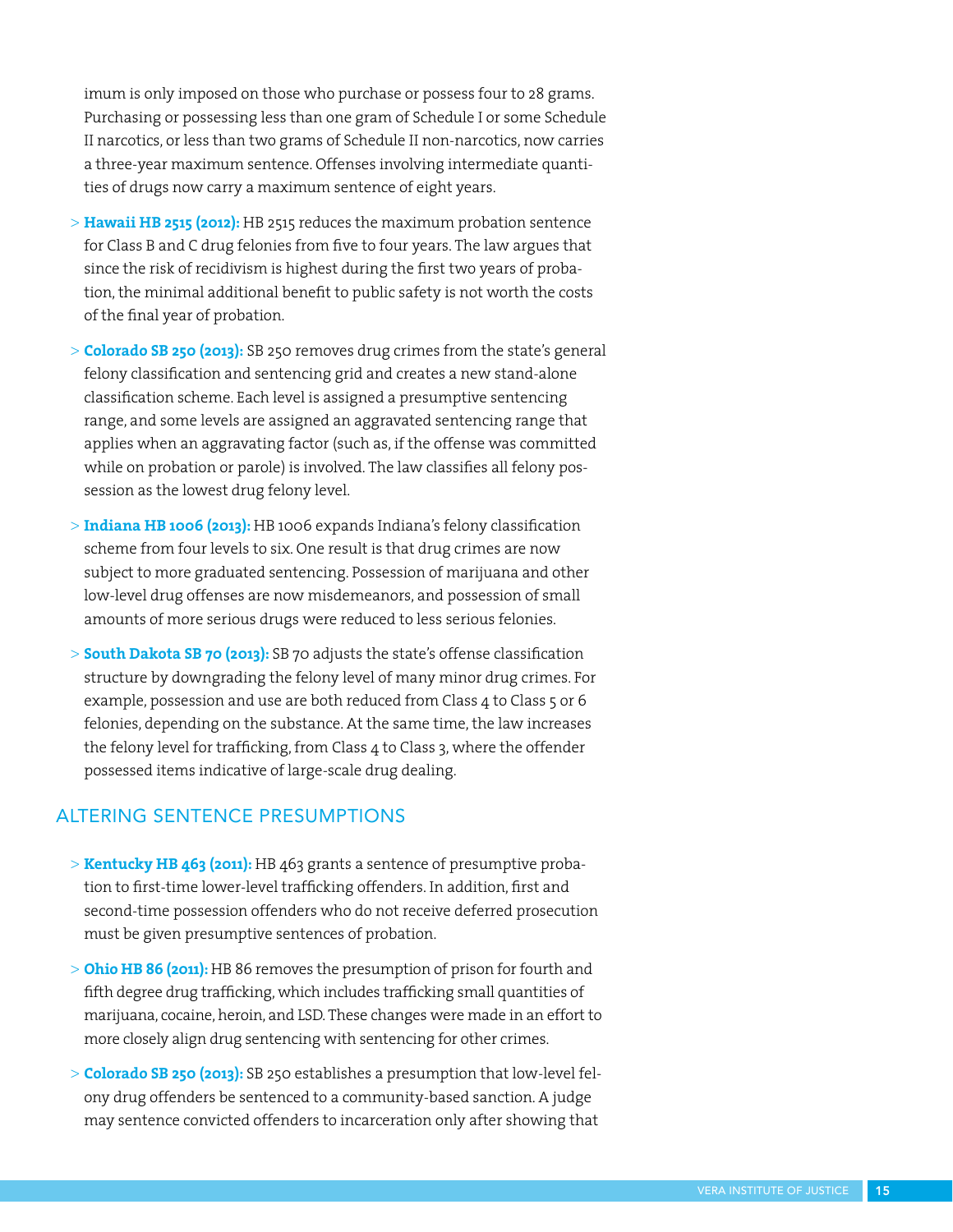imum is only imposed on those who purchase or possess four to 28 grams. Purchasing or possessing less than one gram of Schedule I or some Schedule II narcotics, or less than two grams of Schedule II non-narcotics, now carries a three-year maximum sentence. Offenses involving intermediate quantities of drugs now carry a maximum sentence of eight years.

- **Hawaii HB 2515 (2012):** HB 2515 reduces the maximum probation sentence for Class B and C drug felonies from five to four years. The law argues that since the risk of recidivism is highest during the first two years of probation, the minimal additional benefit to public safety is not worth the costs of the final year of probation.
- **Colorado SB 250 (2013):** SB 250 removes drug crimes from the state's general felony classification and sentencing grid and creates a new stand-alone classification scheme. Each level is assigned a presumptive sentencing range, and some levels are assigned an aggravated sentencing range that applies when an aggravating factor (such as, if the offense was committed while on probation or parole) is involved. The law classifies all felony possession as the lowest drug felony level.
- **Indiana HB 1006 (2013):** HB 1006 expands Indiana's felony classification scheme from four levels to six. One result is that drug crimes are now subject to more graduated sentencing. Possession of marijuana and other low-level drug offenses are now misdemeanors, and possession of small amounts of more serious drugs were reduced to less serious felonies.
- **South Dakota SB 70 (2013):** SB 70 adjusts the state's offense classification structure by downgrading the felony level of many minor drug crimes. For example, possession and use are both reduced from Class 4 to Class 5 or 6 felonies, depending on the substance. At the same time, the law increases the felony level for trafficking, from Class 4 to Class 3, where the offender possessed items indicative of large-scale drug dealing.

## ALTERING SENTENCE PRESUMPTIONS

- **Kentucky HB 463 (2011):** HB 463 grants a sentence of presumptive probation to first-time lower-level trafficking offenders. In addition, first and second-time possession offenders who do not receive deferred prosecution must be given presumptive sentences of probation.
- **Ohio HB 86 (2011):** HB 86 removes the presumption of prison for fourth and fifth degree drug trafficking, which includes trafficking small quantities of marijuana, cocaine, heroin, and LSD. These changes were made in an effort to more closely align drug sentencing with sentencing for other crimes.
- **Colorado SB 250 (2013):** SB 250 establishes a presumption that low-level felony drug offenders be sentenced to a community-based sanction. A judge may sentence convicted offenders to incarceration only after showing that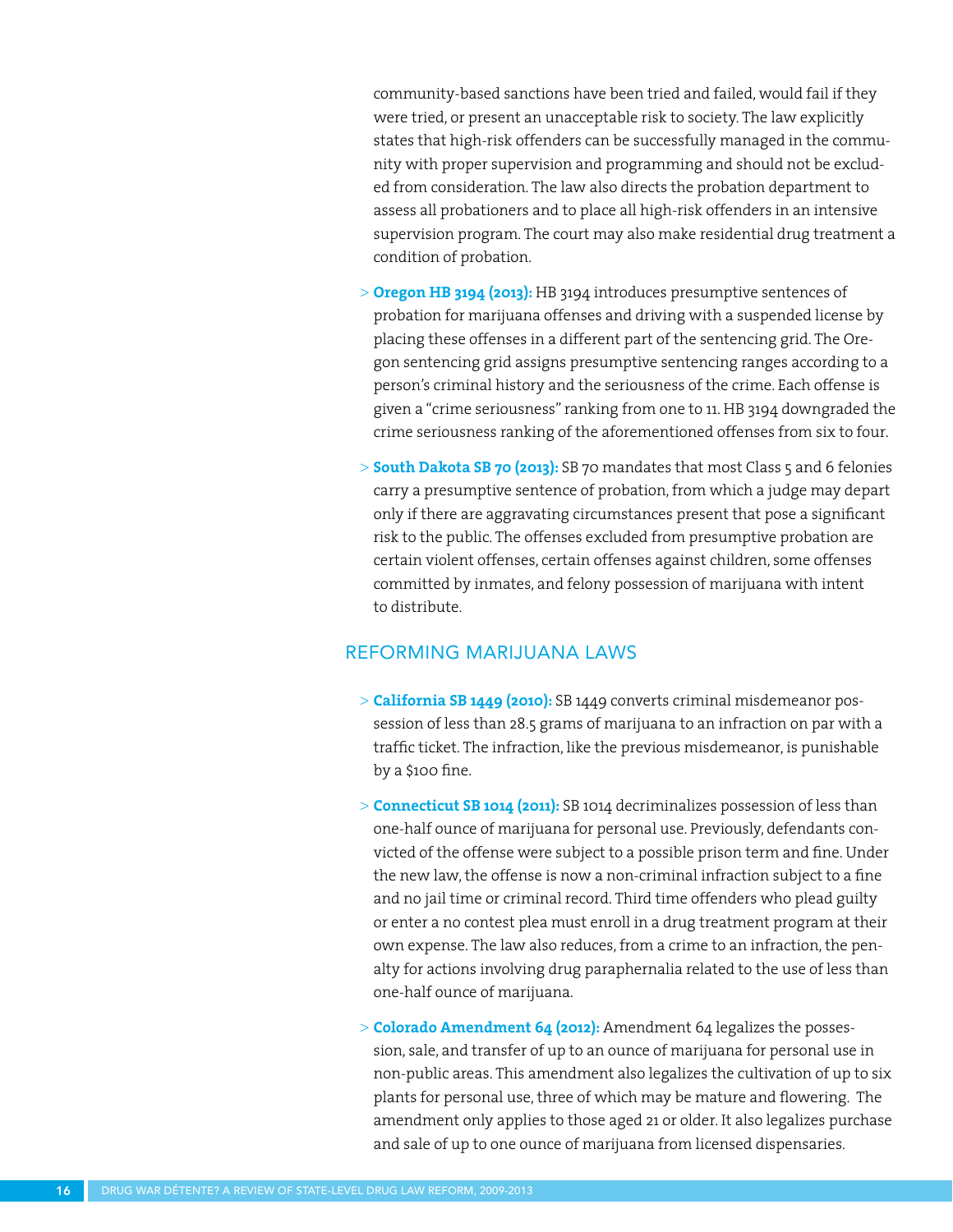community-based sanctions have been tried and failed, would fail if they were tried, or present an unacceptable risk to society. The law explicitly states that high-risk offenders can be successfully managed in the community with proper supervision and programming and should not be excluded from consideration. The law also directs the probation department to assess all probationers and to place all high-risk offenders in an intensive supervision program. The court may also make residential drug treatment a condition of probation.

> **Oregon HB 3194 (2013):** HB 3194 introduces presumptive sentences of probation for marijuana offenses and driving with a suspended license by placing these offenses in a different part of the sentencing grid. The Oregon sentencing grid assigns presumptive sentencing ranges according to a person's criminal history and the seriousness of the crime. Each offense is given a "crime seriousness" ranking from one to 11. HB 3194 downgraded the crime seriousness ranking of the aforementioned offenses from six to four.

> **South Dakota SB 70 (2013):** SB 70 mandates that most Class 5 and 6 felonies carry a presumptive sentence of probation, from which a judge may depart only if there are aggravating circumstances present that pose a significant risk to the public. The offenses excluded from presumptive probation are certain violent offenses, certain offenses against children, some offenses committed by inmates, and felony possession of marijuana with intent to distribute.

## REFORMING MARIJUANA LAWS

> **California SB 1449 (2010):** SB 1449 converts criminal misdemeanor possession of less than 28.5 grams of marijuana to an infraction on par with a traffic ticket. The infraction, like the previous misdemeanor, is punishable by a $100 fine.

> **Connecticut SB 1014 (2011):** SB 1014 decriminalizes possession of less than one-half ounce of marijuana for personal use. Previously, defendants convicted of the offense were subject to a possible prison term and fine. Under the new law, the offense is now a non-criminal infraction subject to a fine and no jail time or criminal record. Third time offenders who plead guilty or enter a no contest plea must enroll in a drug treatment program at their own expense. The law also reduces, from a crime to an infraction, the penalty for actions involving drug paraphernalia related to the use of less than one-half ounce of marijuana.

> **Colorado Amendment 64 (2012):** Amendment 64 legalizes the possession, sale, and transfer of up to an ounce of marijuana for personal use in non-public areas. This amendment also legalizes the cultivation of up to six plants for personal use, three of which may be mature and flowering. The amendment only applies to those aged 21 or older. It also legalizes purchase and sale of up to one ounce of marijuana from licensed dispensaries.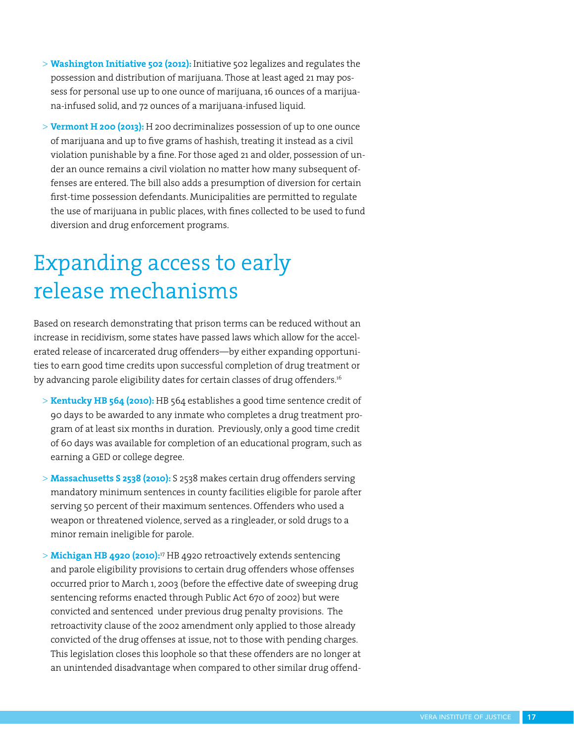> **Washington Initiative 502 (2012):** Initiative 502 legalizes and regulates the possession and distribution of marijuana. Those at least aged 21 may possess for personal use up to one ounce of marijuana, 16 ounces of a marijuana-infused solid, and 72 ounces of a marijuana-infused liquid.

> **Vermont H 200 (2013):** H 200 decriminalizes possession of up to one ounce of marijuana and up to five grams of hashish, treating it instead as a civil violation punishable by a fine. For those aged 21 and older, possession of under an ounce remains a civil violation no matter how many subsequent offenses are entered. The bill also adds a presumption of diversion for certain first-time possession defendants. Municipalities are permitted to regulate the use of marijuana in public places, with fines collected to be used to fund diversion and drug enforcement programs.

# Expanding access to early release mechanisms

Based on research demonstrating that prison terms can be reduced without an increase in recidivism, some states have passed laws which allow for the accelerated release of incarcerated drug offenders—by either expanding opportunities to earn good time credits upon successful completion of drug treatment or by advancing parole eligibility dates for certain classes of drug offenders.[16]

> **Kentucky HB 564 (2010):** HB 564 establishes a good time sentence credit of 90 days to be awarded to any inmate who completes a drug treatment program of at least six months in duration. Previously, only a good time credit of 60 days was available for completion of an educational program, such as earning a GED or college degree.

> **Massachusetts S 2538 (2010):** S 2538 makes certain drug offenders serving mandatory minimum sentences in county facilities eligible for parole after serving 50 percent of their maximum sentences. Offenders who used a weapon or threatened violence, served as a ringleader, or sold drugs to a minor remain ineligible for parole.

> **Michigan HB 4920 (2010):**[17] HB 4920 retroactively extends sentencing and parole eligibility provisions to certain drug offenders whose offenses occurred prior to March 1, 2003 (before the effective date of sweeping drug sentencing reforms enacted through Public Act 670 of 2002) but were convicted and sentenced under previous drug penalty provisions. The retroactivity clause of the 2002 amendment only applied to those already convicted of the drug offenses at issue, not to those with pending charges. This legislation closes this loophole so that these offenders are no longer at an unintended disadvantage when compared to other similar drug offend-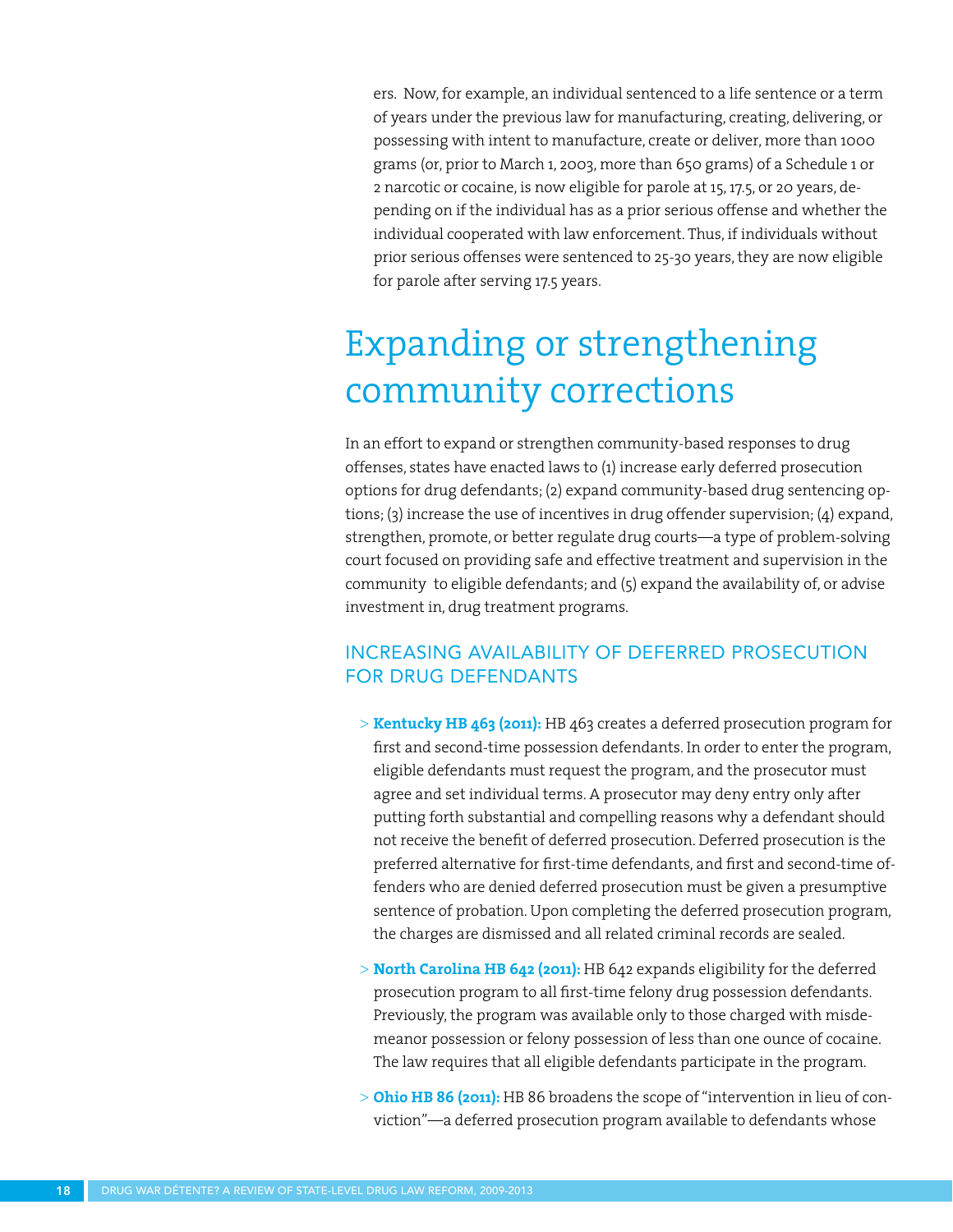ers. Now, for example, an individual sentenced to a life sentence or a term of years under the previous law for manufacturing, creating, delivering, or possessing with intent to manufacture, create or deliver, more than 1000 grams (or, prior to March 1, 2003, more than 650 grams) of a Schedule 1 or 2 narcotic or cocaine, is now eligible for parole at 15, 17.5, or 20 years, depending on if the individual has as a prior serious offense and whether the individual cooperated with law enforcement. Thus, if individuals without prior serious offenses were sentenced to 25-30 years, they are now eligible for parole after serving 17.5 years.

# Expanding or strengthening community corrections

In an effort to expand or strengthen community-based responses to drug offenses, states have enacted laws to (1) increase early deferred prosecution options for drug defendants; (2) expand community-based drug sentencing options; (3) increase the use of incentives in drug offender supervision; (4) expand, strengthen, promote, or better regulate drug courts—a type of problem-solving court focused on providing safe and effective treatment and supervision in the community to eligible defendants; and (5) expand the availability of, or advise investment in, drug treatment programs.

## INCREASING AVAILABILITY OF DEFERRED PROSECUTION FOR DRUG DEFENDANTS

> **Kentucky HB 463 (2011):** HB 463 creates a deferred prosecution program for first and second-time possession defendants. In order to enter the program, eligible defendants must request the program, and the prosecutor must agree and set individual terms. A prosecutor may deny entry only after putting forth substantial and compelling reasons why a defendant should not receive the benefit of deferred prosecution. Deferred prosecution is the preferred alternative for first-time defendants, and first and second-time offenders who are denied deferred prosecution must be given a presumptive sentence of probation. Upon completing the deferred prosecution program, the charges are dismissed and all related criminal records are sealed.

> **North Carolina HB 642 (2011):** HB 642 expands eligibility for the deferred prosecution program to all first-time felony drug possession defendants. Previously, the program was available only to those charged with misdemeanor possession or felony possession of less than one ounce of cocaine. The law requires that all eligible defendants participate in the program.

> **Ohio HB 86 (2011):** HB 86 broadens the scope of "intervention in lieu of conviction"—a deferred prosecution program available to defendants whose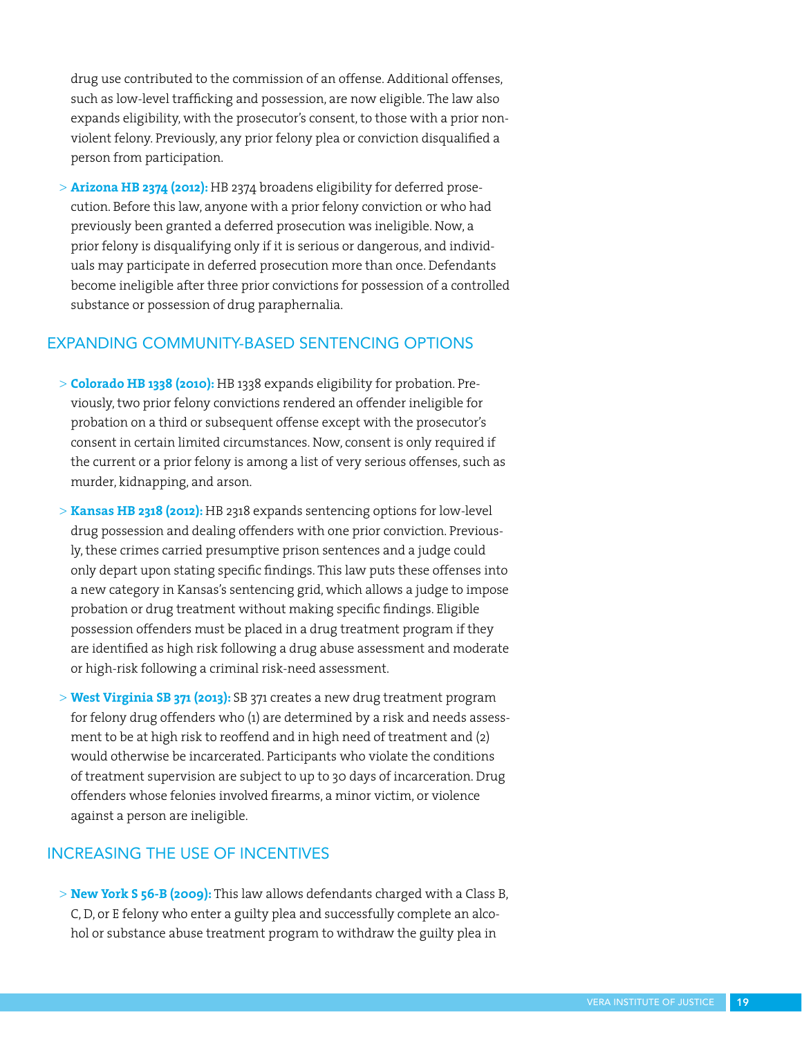drug use contributed to the commission of an offense. Additional offenses, such as low-level trafficking and possession, are now eligible. The law also expands eligibility, with the prosecutor's consent, to those with a prior non-violent felony. Previously, any prior felony plea or conviction disqualified a person from participation.

> **Arizona HB 2374 (2012):** HB 2374 broadens eligibility for deferred prosecution. Before this law, anyone with a prior felony conviction or who had previously been granted a deferred prosecution was ineligible. Now, a prior felony is disqualifying only if it is serious or dangerous, and individuals may participate in deferred prosecution more than once. Defendants become ineligible after three prior convictions for possession of a controlled substance or possession of drug paraphernalia.

## EXPANDING COMMUNITY-BASED SENTENCING OPTIONS

> **Colorado HB 1338 (2010):** HB 1338 expands eligibility for probation. Previously, two prior felony convictions rendered an offender ineligible for probation on a third or subsequent offense except with the prosecutor's consent in certain limited circumstances. Now, consent is only required if the current or a prior felony is among a list of very serious offenses, such as murder, kidnapping, and arson.

> **Kansas HB 2318 (2012):** HB 2318 expands sentencing options for low-level drug possession and dealing offenders with one prior conviction. Previously, these crimes carried presumptive prison sentences and a judge could only depart upon stating specific findings. This law puts these offenses into a new category in Kansas's sentencing grid, which allows a judge to impose probation or drug treatment without making specific findings. Eligible possession offenders must be placed in a drug treatment program if they are identified as high risk following a drug abuse assessment and moderate or high-risk following a criminal risk-need assessment.

> **West Virginia SB 371 (2013):** SB 371 creates a new drug treatment program for felony drug offenders who (1) are determined by a risk and needs assessment to be at high risk to reoffend and in high need of treatment and (2) would otherwise be incarcerated. Participants who violate the conditions of treatment supervision are subject to up to 30 days of incarceration. Drug offenders whose felonies involved firearms, a minor victim, or violence against a person are ineligible.

## INCREASING THE USE OF INCENTIVES

> **New York S 56-B (2009):** This law allows defendants charged with a Class B, C, D, or E felony who enter a guilty plea and successfully complete an alcohol or substance abuse treatment program to withdraw the guilty plea in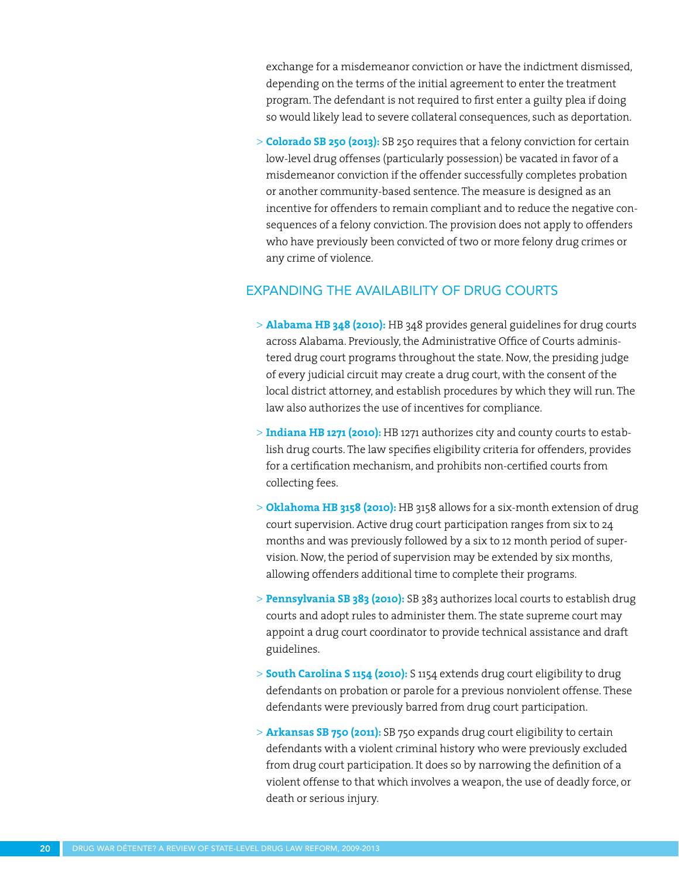exchange for a misdemeanor conviction or have the indictment dismissed, depending on the terms of the initial agreement to enter the treatment program. The defendant is not required to first enter a guilty plea if doing so would likely lead to severe collateral consequences, such as deportation.

> **Colorado SB 250 (2013):** SB 250 requires that a felony conviction for certain low-level drug offenses (particularly possession) be vacated in favor of a misdemeanor conviction if the offender successfully completes probation or another community-based sentence. The measure is designed as an incentive for offenders to remain compliant and to reduce the negative consequences of a felony conviction. The provision does not apply to offenders who have previously been convicted of two or more felony drug crimes or any crime of violence.

## EXPANDING THE AVAILABILITY OF DRUG COURTS

> **Alabama HB 348 (2010):** HB 348 provides general guidelines for drug courts across Alabama. Previously, the Administrative Office of Courts administered drug court programs throughout the state. Now, the presiding judge of every judicial circuit may create a drug court, with the consent of the local district attorney, and establish procedures by which they will run. The law also authorizes the use of incentives for compliance.

> **Indiana HB 1271 (2010):** HB 1271 authorizes city and county courts to establish drug courts. The law specifies eligibility criteria for offenders, provides for a certification mechanism, and prohibits non-certified courts from collecting fees.

> **Oklahoma HB 3158 (2010):** HB 3158 allows for a six-month extension of drug court supervision. Active drug court participation ranges from six to 24 months and was previously followed by a six to 12 month period of supervision. Now, the period of supervision may be extended by six months, allowing offenders additional time to complete their programs.

> **Pennsylvania SB 383 (2010):** SB 383 authorizes local courts to establish drug courts and adopt rules to administer them. The state supreme court may appoint a drug court coordinator to provide technical assistance and draft guidelines.

> **South Carolina S 1154 (2010):** S 1154 extends drug court eligibility to drug defendants on probation or parole for a previous nonviolent offense. These defendants were previously barred from drug court participation.

> **Arkansas SB 750 (2011):** SB 750 expands drug court eligibility to certain defendants with a violent criminal history who were previously excluded from drug court participation. It does so by narrowing the definition of a violent offense to that which involves a weapon, the use of deadly force, or death or serious injury.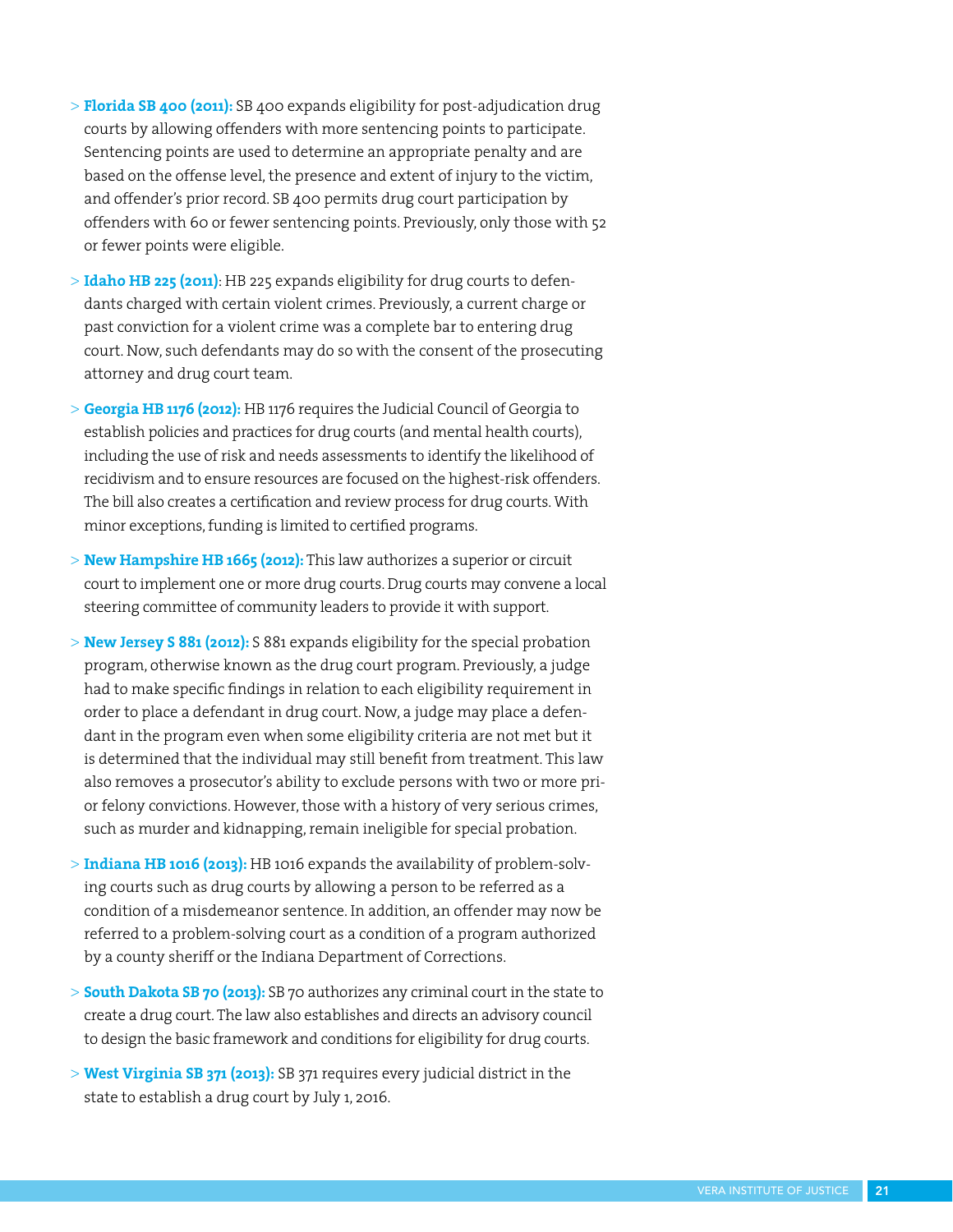- **Florida SB 400 (2011):** SB 400 expands eligibility for post-adjudication drug courts by allowing offenders with more sentencing points to participate. Sentencing points are used to determine an appropriate penalty and are based on the offense level, the presence and extent of injury to the victim, and offender's prior record. SB 400 permits drug court participation by offenders with 60 or fewer sentencing points. Previously, only those with 52 or fewer points were eligible.
- **Idaho HB 225 (2011)**: HB 225 expands eligibility for drug courts to defendants charged with certain violent crimes. Previously, a current charge or past conviction for a violent crime was a complete bar to entering drug court. Now, such defendants may do so with the consent of the prosecuting attorney and drug court team.
- **Georgia HB 1176 (2012):** HB 1176 requires the Judicial Council of Georgia to establish policies and practices for drug courts (and mental health courts), including the use of risk and needs assessments to identify the likelihood of recidivism and to ensure resources are focused on the highest-risk offenders. The bill also creates a certification and review process for drug courts. With minor exceptions, funding is limited to certified programs.
- **New Hampshire HB 1665 (2012):** This law authorizes a superior or circuit court to implement one or more drug courts. Drug courts may convene a local steering committee of community leaders to provide it with support.
- **New Jersey S 881 (2012):** S 881 expands eligibility for the special probation program, otherwise known as the drug court program. Previously, a judge had to make specific findings in relation to each eligibility requirement in order to place a defendant in drug court. Now, a judge may place a defendant in the program even when some eligibility criteria are not met but it is determined that the individual may still benefit from treatment. This law also removes a prosecutor's ability to exclude persons with two or more prior felony convictions. However, those with a history of very serious crimes, such as murder and kidnapping, remain ineligible for special probation.
- **Indiana HB 1016 (2013):** HB 1016 expands the availability of problem-solving courts such as drug courts by allowing a person to be referred as a condition of a misdemeanor sentence. In addition, an offender may now be referred to a problem-solving court as a condition of a program authorized by a county sheriff or the Indiana Department of Corrections.
- **South Dakota SB 70 (2013):** SB 70 authorizes any criminal court in the state to create a drug court. The law also establishes and directs an advisory council to design the basic framework and conditions for eligibility for drug courts.
- **West Virginia SB 371 (2013):** SB 371 requires every judicial district in the state to establish a drug court by July 1, 2016.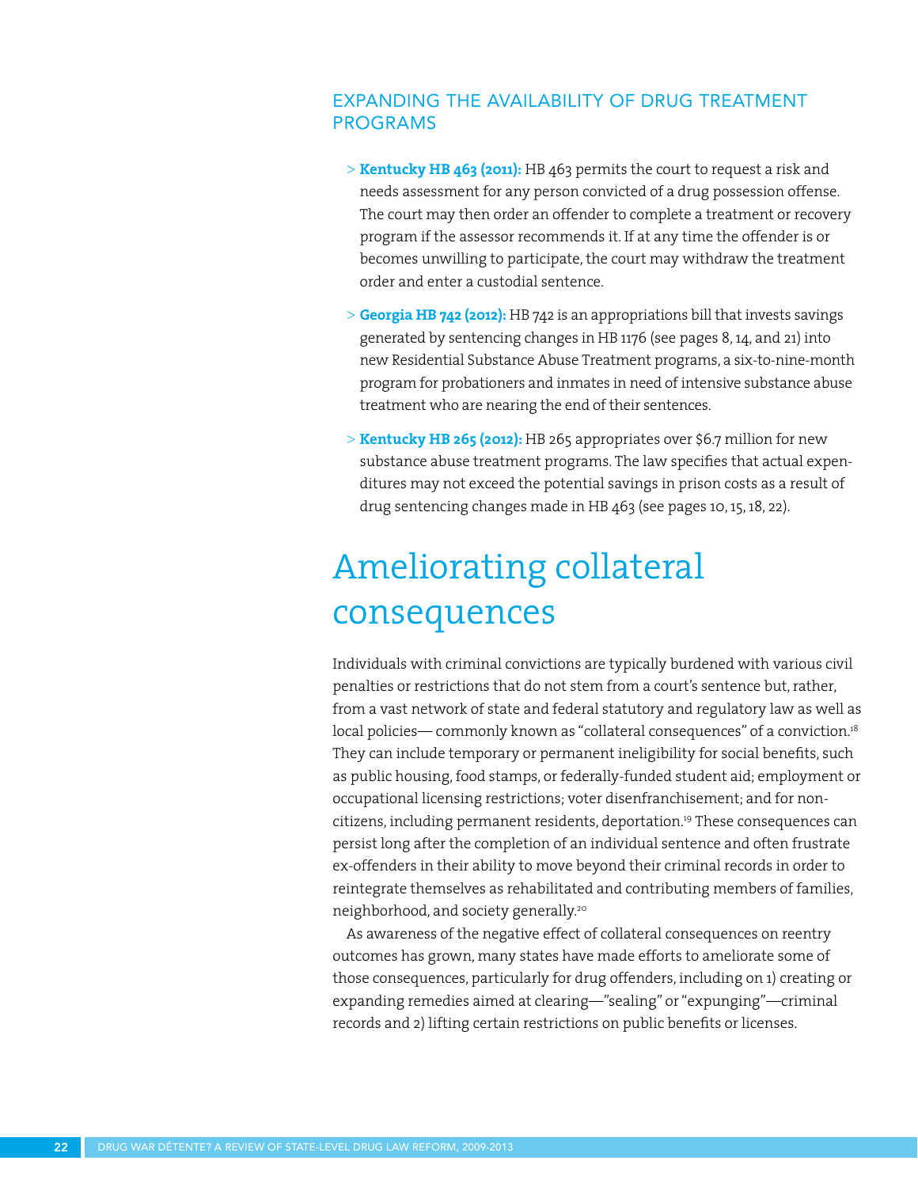### EXPANDING THE AVAILABILITY OF DRUG TREATMENT PROGRAMS

- > **Kentucky HB 463 (2011):** HB 463 permits the court to request a risk and needs assessment for any person convicted of a drug possession offense. The court may then order an offender to complete a treatment or recovery program if the assessor recommends it. If at any time the offender is or becomes unwilling to participate, the court may withdraw the treatment order and enter a custodial sentence.
- > **Georgia HB 742 (2012):** HB 742 is an appropriations bill that invests savings generated by sentencing changes in HB 1176 (see pages 8, 14, and 21) into new Residential Substance Abuse Treatment programs, a six-to-nine-month program for probationers and inmates in need of intensive substance abuse treatment who are nearing the end of their sentences.
- > **Kentucky HB 265 (2012):** HB 265 appropriates over $6.7 million for new substance abuse treatment programs. The law specifies that actual expenditures may not exceed the potential savings in prison costs as a result of drug sentencing changes made in HB 463 (see pages 10, 15, 18, 22).

## Ameliorating collateral consequences

Individuals with criminal convictions are typically burdened with various civil penalties or restrictions that do not stem from a court's sentence but, rather, from a vast network of state and federal statutory and regulatory law as well as local policies— commonly known as "collateral consequences" of a conviction.[18] They can include temporary or permanent ineligibility for social benefits, such as public housing, food stamps, or federally-funded student aid; employment or occupational licensing restrictions; voter disenfranchisement; and for non-citizens, including permanent residents, deportation.[19] These consequences can persist long after the completion of an individual sentence and often frustrate ex-offenders in their ability to move beyond their criminal records in order to reintegrate themselves as rehabilitated and contributing members of families, neighborhood, and society generally.[20]

As awareness of the negative effect of collateral consequences on reentry outcomes has grown, many states have made efforts to ameliorate some of those consequences, particularly for drug offenders, including on 1) creating or expanding remedies aimed at clearing—"sealing" or "expunging"—criminal records and 2) lifting certain restrictions on public benefits or licenses.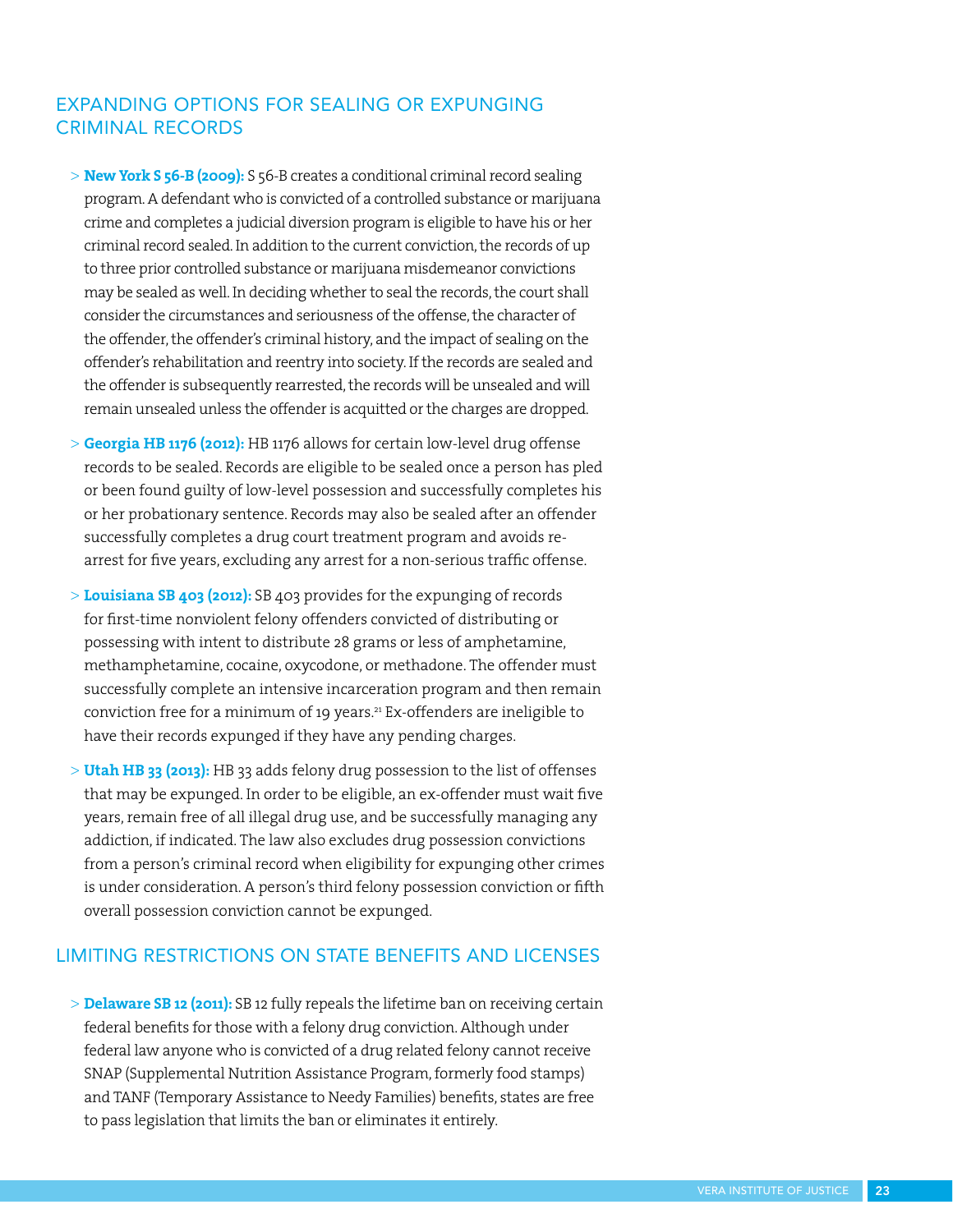## EXPANDING OPTIONS FOR SEALING OR EXPUNGING CRIMINAL RECORDS

> **New York S 56-B (2009):** S 56-B creates a conditional criminal record sealing program. A defendant who is convicted of a controlled substance or marijuana crime and completes a judicial diversion program is eligible to have his or her criminal record sealed. In addition to the current conviction, the records of up to three prior controlled substance or marijuana misdemeanor convictions may be sealed as well. In deciding whether to seal the records, the court shall consider the circumstances and seriousness of the offense, the character of the offender, the offender's criminal history, and the impact of sealing on the offender's rehabilitation and reentry into society. If the records are sealed and the offender is subsequently rearrested, the records will be unsealed and will remain unsealed unless the offender is acquitted or the charges are dropped.

> **Georgia HB 1176 (2012):** HB 1176 allows for certain low-level drug offense records to be sealed. Records are eligible to be sealed once a person has pled or been found guilty of low-level possession and successfully completes his or her probationary sentence. Records may also be sealed after an offender successfully completes a drug court treatment program and avoids re-arrest for five years, excluding any arrest for a non-serious traffic offense.

> **Louisiana SB 403 (2012):** SB 403 provides for the expunging of records for first-time nonviolent felony offenders convicted of distributing or possessing with intent to distribute 28 grams or less of amphetamine, methamphetamine, cocaine, oxycodone, or methadone. The offender must successfully complete an intensive incarceration program and then remain conviction free for a minimum of 19 years.[21] Ex-offenders are ineligible to have their records expunged if they have any pending charges.

> **Utah HB 33 (2013):** HB 33 adds felony drug possession to the list of offenses that may be expunged. In order to be eligible, an ex-offender must wait five years, remain free of all illegal drug use, and be successfully managing any addiction, if indicated. The law also excludes drug possession convictions from a person's criminal record when eligibility for expunging other crimes is under consideration. A person's third felony possession conviction or fifth overall possession conviction cannot be expunged.

## LIMITING RESTRICTIONS ON STATE BENEFITS AND LICENSES

> **Delaware SB 12 (2011):** SB 12 fully repeals the lifetime ban on receiving certain federal benefits for those with a felony drug conviction. Although under federal law anyone who is convicted of a drug related felony cannot receive SNAP (Supplemental Nutrition Assistance Program, formerly food stamps) and TANF (Temporary Assistance to Needy Families) benefits, states are free to pass legislation that limits the ban or eliminates it entirely.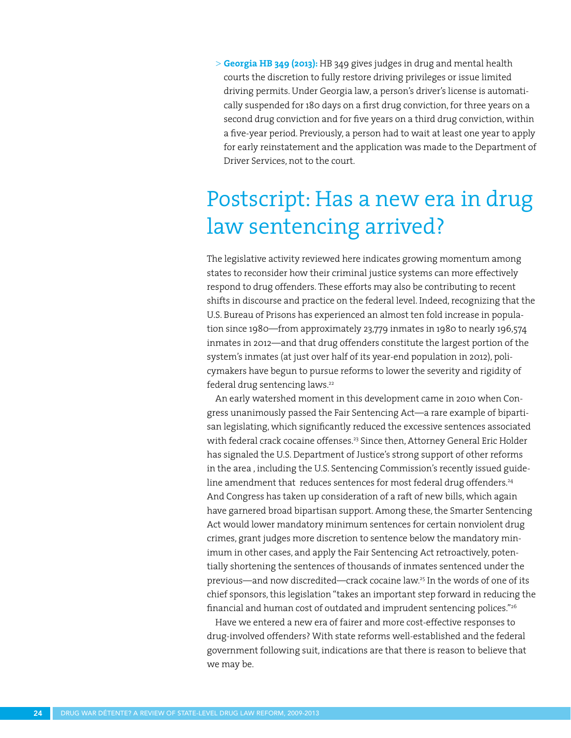- **Georgia HB 349 (2013):** HB 349 gives judges in drug and mental health courts the discretion to fully restore driving privileges or issue limited driving permits. Under Georgia law, a person's driver's license is automatically suspended for 180 days on a first drug conviction, for three years on a second drug conviction and for five years on a third drug conviction, within a five-year period. Previously, a person had to wait at least one year to apply for early reinstatement and the application was made to the Department of Driver Services, not to the court.

# Postscript: Has a new era in drug law sentencing arrived?

The legislative activity reviewed here indicates growing momentum among states to reconsider how their criminal justice systems can more effectively respond to drug offenders. These efforts may also be contributing to recent shifts in discourse and practice on the federal level. Indeed, recognizing that the U.S. Bureau of Prisons has experienced an almost ten fold increase in population since 1980—from approximately 23,779 inmates in 1980 to nearly 196,574 inmates in 2012—and that drug offenders constitute the largest portion of the system's inmates (at just over half of its year-end population in 2012), policymakers have begun to pursue reforms to lower the severity and rigidity of federal drug sentencing laws.[22]

An early watershed moment in this development came in 2010 when Congress unanimously passed the Fair Sentencing Act—a rare example of bipartisan legislating, which significantly reduced the excessive sentences associated with federal crack cocaine offenses.[23] Since then, Attorney General Eric Holder has signaled the U.S. Department of Justice's strong support of other reforms in the area , including the U.S. Sentencing Commission's recently issued guideline amendment that reduces sentences for most federal drug offenders.[24] And Congress has taken up consideration of a raft of new bills, which again have garnered broad bipartisan support. Among these, the Smarter Sentencing Act would lower mandatory minimum sentences for certain nonviolent drug crimes, grant judges more discretion to sentence below the mandatory minimum in other cases, and apply the Fair Sentencing Act retroactively, potentially shortening the sentences of thousands of inmates sentenced under the previous—and now discredited—crack cocaine law.[25] In the words of one of its chief sponsors, this legislation "takes an important step forward in reducing the financial and human cost of outdated and imprudent sentencing polices."[26]

Have we entered a new era of fairer and more cost-effective responses to drug-involved offenders? With state reforms well-established and the federal government following suit, indications are that there is reason to believe that we may be.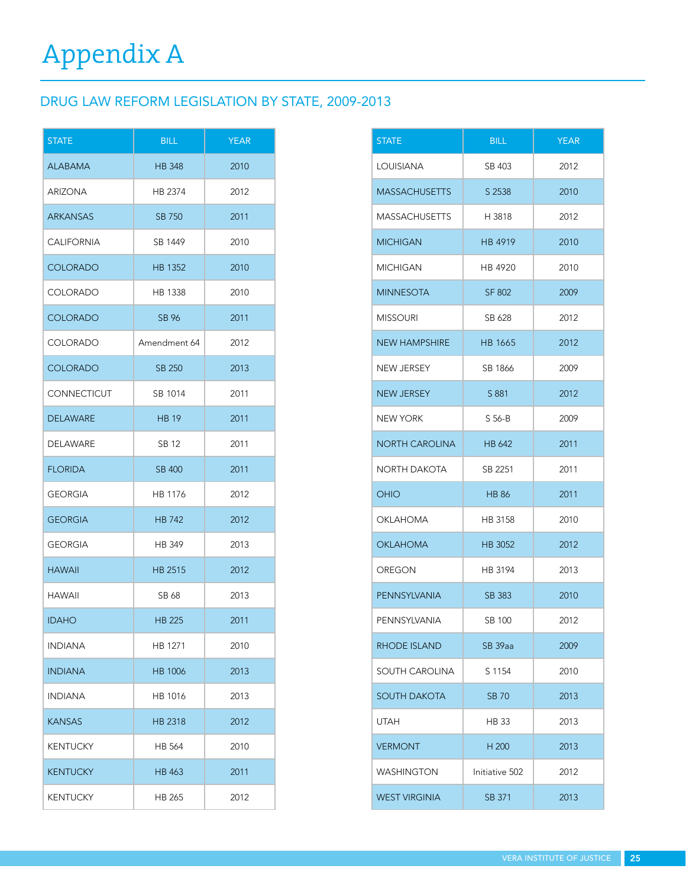# Appendix A

## DRUG LAW REFORM LEGISLATION BY STATE, 2009-2013

| STATE | BILL | YEAR |
|---|---|---|
| ALABAMA | HB 348 | 2010 |
| ARIZONA | HB 2374 | 2012 |
| ARKANSAS | SB 750 | 2011 |
| CALIFORNIA | SB 1449 | 2010 |
| COLORADO | HB 1352 | 2010 |
| COLORADO | HB 1338 | 2010 |
| COLORADO | SB 96 | 2011 |
| COLORADO | Amendment 64 | 2012 |
| COLORADO | SB 250 | 2013 |
| CONNECTICUT | SB 1014 | 2011 |
| DELAWARE | HB 19 | 2011 |
| DELAWARE | SB 12 | 2011 |
| FLORIDA | SB 400 | 2011 |
| GEORGIA | HB 1176 | 2012 |
| GEORGIA | HB 742 | 2012 |
| GEORGIA | HB 349 | 2013 |
| HAWAII | HB 2515 | 2012 |
| HAWAII | SB 68 | 2013 |
| IDAHO | HB 225 | 2011 |
| INDIANA | HB 1271 | 2010 |
| INDIANA | HB 1006 | 2013 |
| INDIANA | HB 1016 | 2013 |
| KANSAS | HB 2318 | 2012 |
| KENTUCKY | HB 564 | 2010 |
| KENTUCKY | HB 463 | 2011 |
| KENTUCKY | HB 265 | 2012 |

| STATE | BILL | YEAR |
|---|---|---|
| LOUISIANA | SB 403 | 2012 |
| MASSACHUSETTS | S 2538 | 2010 |
| MASSACHUSETTS | H 3818 | 2012 |
| MICHIGAN | HB 4919 | 2010 |
| MICHIGAN | HB 4920 | 2010 |
| MINNESOTA | SF 802 | 2009 |
| MISSOURI | SB 628 | 2012 |
| NEW HAMPSHIRE | HB 1665 | 2012 |
| NEW JERSEY | SB 1866 | 2009 |
| NEW JERSEY | S 881 | 2012 |
| NEW YORK | S 56-B | 2009 |
| NORTH CAROLINA | HB 642 | 2011 |
| NORTH DAKOTA | SB 2251 | 2011 |
| OHIO | HB 86 | 2011 |
| OKLAHOMA | HB 3158 | 2010 |
| OKLAHOMA | HB 3052 | 2012 |
| OREGON | HB 3194 | 2013 |
| PENNSYLVANIA | SB 383 | 2010 |
| PENNSYLVANIA | SB 100 | 2012 |
| RHODE ISLAND | SB 39aa | 2009 |
| SOUTH CAROLINA | S 1154 | 2010 |
| SOUTH DAKOTA | SB 70 | 2013 |
| UTAH | HB 33 | 2013 |
| VERMONT | H 200 | 2013 |
| WASHINGTON | Initiative 502 | 2012 |
| WEST VIRGINIA | SB 371 | 2013 |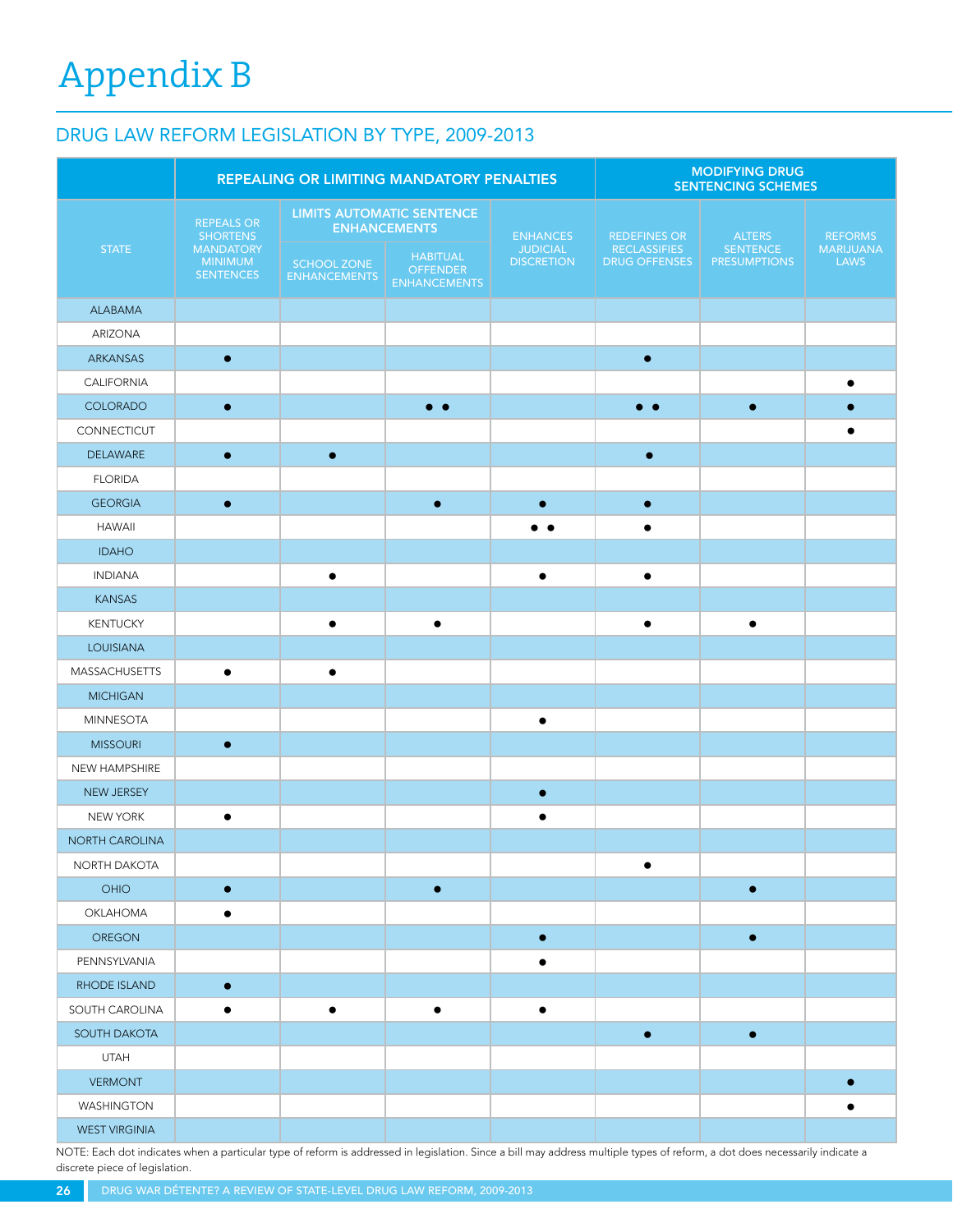# Appendix B

## DRUG LAW REFORM LEGISLATION BY TYPE, 2009-2013

| STATE | REPEALING OR LIMITING MANDATORY PENALTIES | | | | MODIFYING DRUG SENTENCING SCHEMES | | |
|---|---|---|---|---|---|---|---|
| | REPEALS OR SHORTENS MANDATORY MINIMUM SENTENCES | LIMITS AUTOMATIC SENTENCE ENHANCEMENTS | | ENHANCES JUDICIAL DISCRETION | REDEFINES OR RECLASSIFIES DRUG OFFENSES | ALTERS SENTENCE PRESUMPTIONS | REFORMS MARIJUANA LAWS |
| | | SCHOOL ZONE ENHANCEMENTS | HABITUAL OFFENDER ENHANCEMENTS | | | | |
| ALABAMA | | | | | | | |
| ARIZONA | | | | | | | |
| ARKANSAS | ● | | | | ● | | |
| CALIFORNIA | | | | | | | ● |
| COLORADO | ● | | ● ● | | ● ● | ● | ● |
| CONNECTICUT | | | | | | | ● |
| DELAWARE | ● | ● | | | ● | | |
| FLORIDA | | | | | | | |
| GEORGIA | ● | | ● | ● | ● | | |
| HAWAII | | | | ● ● | ● | | |
| IDAHO | | | | | | | |
| INDIANA | | ● | | ● | ● | | |
| KANSAS | | | | | | | |
| KENTUCKY | | ● | ● | | ● | ● | |
| LOUISIANA | | | | | | | |
| MASSACHUSETTS | ● | ● | | | | | |
| MICHIGAN | | | | | | | |
| MINNESOTA | | | | ● | | | |
| MISSOURI | ● | | | | | | |
| NEW HAMPSHIRE | | | | | | | |
| NEW JERSEY | | | | ● | | | |
| NEW YORK | ● | | | ● | | | |
| NORTH CAROLINA | | | | | | | |
| NORTH DAKOTA | | | | | ● | | |
| OHIO | ● | | ● | | | ● | |
| OKLAHOMA | ● | | | | | | |
| OREGON | | | | ● | | ● | |
| PENNSYLVANIA | | | | ● | | | |
| RHODE ISLAND | ● | | | | | | |
| SOUTH CAROLINA | ● | ● | ● | ● | | | |
| SOUTH DAKOTA | | | | | ● | ● | |
| UTAH | | | | | | | |
| VERMONT | | | | | | | ● |
| WASHINGTON | | | | | | | ● |
| WEST VIRGINIA | | | | | | | |

NOTE: Each dot indicates when a particular type of reform is addressed in legislation. Since a bill may address multiple types of reform, a dot does necessarily indicate a discrete piece of legislation.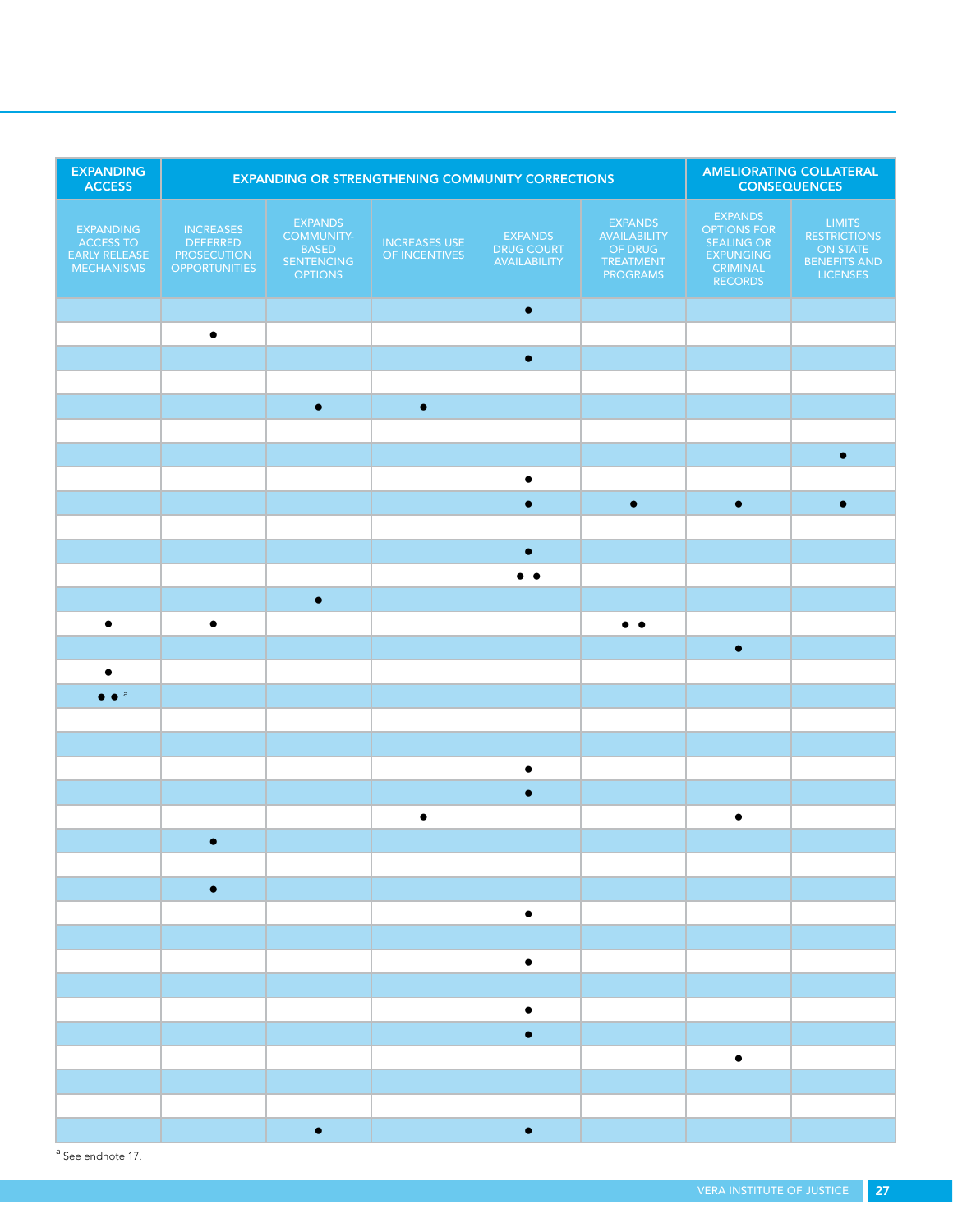| EXPANDING ACCESS | EXPANDING OR STRENGTHENING COMMUNITY CORRECTIONS | | | | | AMELIORATING COLLATERAL CONSEQUENCES | |
|---|---|---|---|---|---|---|---|
| EXPANDING ACCESS TO EARLY RELEASE MECHANISMS | INCREASES DEFERRED PROSECUTION OPPORTUNITIES | EXPANDS COMMUNITY-BASED SENTENCING OPTIONS | INCREASES USE OF INCENTIVES | EXPANDS DRUG COURT AVAILABILITY | EXPANDS AVAILABILITY OF DRUG TREATMENT PROGRAMS | EXPANDS OPTIONS FOR SEALING OR EXPUNGING CRIMINAL RECORDS | LIMITS RESTRICTIONS ON STATE BENEFITS AND LICENSES |
| | | | | • | | | |
| | • | | | | | | |
| | | | | • | | | |
| | | | | | | | |
| | | • | • | | | | |
| | | | | | | | |
| | | | | | | | • |
| | | | | • | | | |
| | | | | • | • | • | • |
| | | | | | | | |
| | | | | • | | | |
| | | | | • • | | | |
| | | • | | | | | |
| • | • | | | | • • | | |
| | | | | | | • | |
| • | | | | | | | |
| • • [a] | | | | | | | |
| | | | | | | | |
| | | | | | | | |
| | | | | • | | | |
| | | | | • | | | |
| | | | • | | | • | |
| | • | | | | | | |
| | | | | | | | |
| | • | | | | | | |
| | | | | • | | | |
| | | | | | | | |
| | | | | • | | | |
| | | | | | | | |
| | | | | • | | | |
| | | | | • | | | |
| | | | | | | • | |
| | | | | | | | |
| | | | | | | | |
| | | • | | • | | | |

[a] See endnote 17.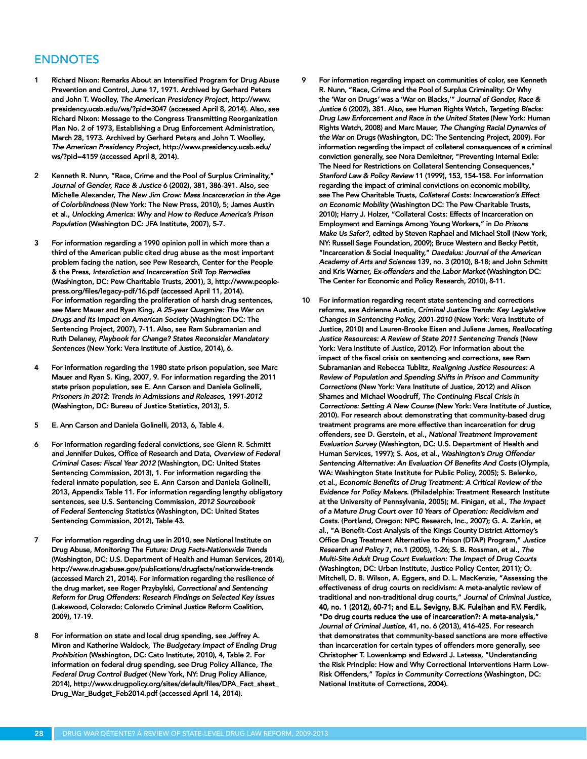## ENDNOTES

1. Richard Nixon: Remarks About an Intensified Program for Drug Abuse Prevention and Control, June 17, 1971. Archived by Gerhard Peters and John T. Woolley, *The American Presidency Project*, http://www.presidency.ucsb.edu/ws/?pid=3047 (accessed April 8, 2014). Also, see Richard Nixon: Message to the Congress Transmitting Reorganization Plan No. 2 of 1973, Establishing a Drug Enforcement Administration, March 28, 1973. Archived by Gerhard Peters and John T. Woolley, *The American Presidency Project*, http://www.presidency.ucsb.edu/ws/?pid=4159 (accessed April 8, 2014).

2. Kenneth R. Nunn, "Race, Crime and the Pool of Surplus Criminality," *Journal of Gender, Race & Justice* 6 (2002), 381, 386-391. Also, see Michelle Alexander, *The New Jim Crow: Mass Incarceration in the Age of Colorblindness* (New York: The New Press, 2010), 5; James Austin et al., *Unlocking America: Why and How to Reduce America's Prison Population* (Washington DC: JFA Institute, 2007), 5-7.

3. For information regarding a 1990 opinion poll in which more than a third of the American public cited drug abuse as the most important problem facing the nation, see Pew Research, Center for the People & the Press, *Interdiction and Incarceration Still Top Remedies* (Washington, DC: Pew Charitable Trusts, 2001), 3, http://www.people-press.org/files/legacy-pdf/16.pdf (accessed April 11, 2014). For information regarding the proliferation of harsh drug sentences, see Marc Mauer and Ryan King, *A 25-year Quagmire: The War on Drugs and Its Impact on American Society* (Washington DC: The Sentencing Project, 2007), 7-11. Also, see Ram Subramanian and Ruth Delaney, *Playbook for Change? States Reconsider Mandatory Sentences* (New York: Vera Institute of Justice, 2014), 6.

4. For information regarding the 1980 state prison population, see Marc Mauer and Ryan S. King, 2007, 9. For information regarding the 2011 state prison population, see E. Ann Carson and Daniela Golinelli, *Prisoners in 2012: Trends in Admissions and Releases, 1991-2012* (Washington, DC: Bureau of Justice Statistics, 2013), 5.

5. E. Ann Carson and Daniela Golinelli, 2013, 6, Table 4.

6. For information regarding federal convictions, see Glenn R. Schmitt and Jennifer Dukes, Office of Research and Data, *Overview of Federal Criminal Cases: Fiscal Year 2012* (Washington, DC: United States Sentencing Commission, 2013), 1. For information regarding the federal inmate population, see E. Ann Carson and Daniela Golinelli, 2013, Appendix Table 11. For information regarding lengthy obligatory sentences, see U.S. Sentencing Commission, *2012 Sourcebook of Federal Sentencing Statistics* (Washington, DC: United States Sentencing Commission, 2012), Table 43.

7. For information regarding drug use in 2010, see National Institute on Drug Abuse, *Monitoring The Future: Drug Facts-Nationwide Trends* (Washington, DC: U.S. Department of Health and Human Services, 2014), http://www.drugabuse.gov/publications/drugfacts/nationwide-trends (accessed March 21, 2014). For information regarding the resilience of the drug market, see Roger Przybylski, *Correctional and Sentencing Reform for Drug Offenders: Research Findings on Selected Key Issues* (Lakewood, Colorado: Colorado Criminal Justice Reform Coalition, 2009), 17-19.

8. For information on state and local drug spending, see Jeffrey A. Miron and Katherine Waldock, *The Budgetary Impact of Ending Drug Prohibition* (Washington, DC: Cato Institute, 2010), 4, Table 2. For information on federal drug spending, see Drug Policy Alliance, *The Federal Drug Control Budget* (New York, NY: Drug Policy Alliance, 2014), http://www.drugpolicy.org/sites/default/files/DPA_Fact_sheet_Drug_War_Budget_Feb2014.pdf (accessed April 14, 2014).

9. For information regarding impact on communities of color, see Kenneth R. Nunn, "Race, Crime and the Pool of Surplus Criminality: Or Why the 'War on Drugs' was a 'War on Blacks,'" *Journal of Gender, Race & Justice* 6 (2002), 381. Also, see Human Rights Watch, *Targeting Blacks: Drug Law Enforcement and Race in the United States* (New York: Human Rights Watch, 2008) and Marc Mauer, *The Changing Racial Dynamics of the War on Drugs* (Washington, DC: The Sentencing Project, 2009). For information regarding the impact of collateral consequences of a criminal conviction generally, see Nora Demleitner, "Preventing Internal Exile: The Need for Restrictions on Collateral Sentencing Consequences," *Stanford Law & Policy Review* 11 (1999), 153, 154-158. For information regarding the impact of criminal convictions on economic mobility, see The Pew Charitable Trusts, *Collateral Costs: Incarceration's Effect on Economic Mobility* (Washington DC: The Pew Charitable Trusts, 2010); Harry J. Holzer, "Collateral Costs: Effects of Incarceration on Employment and Earnings Among Young Workers," in *Do Prisons Make Us Safer?*, edited by Steven Raphael and Michael Stoll (New York, NY: Russell Sage Foundation, 2009); Bruce Western and Becky Pettit, "Incarceration & Social Inequality," *Daedalus: Journal of the American Academy of Arts and Sciences* 139, no. 3 (2010), 8-18; and John Schmitt and Kris Warner, *Ex-offenders and the Labor Market* (Washington DC: The Center for Economic and Policy Research, 2010), 8-11.

10. For information regarding recent state sentencing and corrections reforms, see Adrienne Austin, *Criminal Justice Trends: Key Legislative Changes in Sentencing Policy, 2001-2010* (New York: Vera Institute of Justice, 2010) and Lauren-Brooke Eisen and Juliene James, *Reallocating Justice Resources: A Review of State 2011 Sentencing Trends* (New York: Vera Institute of Justice, 2012). For information about the impact of the fiscal crisis on sentencing and corrections, see Ram Subramanian and Rebecca Tublitz, *Realigning Justice Resources: A Review of Population and Spending Shifts in Prison and Community Corrections* (New York: Vera Institute of Justice, 2012) and Alison Shames and Michael Woodruff, *The Continuing Fiscal Crisis in Corrections: Setting A New Course* (New York: Vera Institute of Justice, 2010). For research about demonstrating that community-based drug treatment programs are more effective than incarceration for drug offenders, see D. Gerstein, et al., *National Treatment Improvement Evaluation Survey* (Washington, DC: U.S. Department of Health and Human Services, 1997); S. Aos, et al., *Washington's Drug Offender Sentencing Alternative: An Evaluation Of Benefits And Costs* (Olympia, WA: Washington State Institute for Public Policy, 2005); S. Belenko, et al., *Economic Benefits of Drug Treatment: A Critical Review of the Evidence for Policy Makers*. (Philadelphia: Treatment Research Institute at the University of Pennsylvania, 2005); M. Finigan, et al., *The Impact of a Mature Drug Court over 10 Years of Operation: Recidivism and Costs*. (Portland, Oregon: NPC Research, Inc., 2007); G. A. Zarkin, et al., "A Benefit-Cost Analysis of the Kings County District Attorney's Office Drug Treatment Alternative to Prison (DTAP) Program," *Justice Research and Policy* 7, no.1 (2005), 1-26; S. B. Rossman, et al., *The Multi-Site Adult Drug Court Evaluation: The Impact of Drug Courts* (Washington, DC: Urban Institute, Justice Policy Center, 2011); O. Mitchell, D. B. Wilson, A. Eggers, and D. L. MacKenzie, "Assessing the effectiveness of drug courts on recidivism: A meta-analytic review of traditional and non-traditional drug courts," *Journal of Criminal Justice*, 40, no. 1 (2012), 60-71; and E.L. Sevigny, B.K. Fuleihan and F.V. Ferdik, "Do drug courts reduce the use of incarceration?: A meta-analysis," *Journal of Criminal Justice*, 41, no. 6 (2013), 416-425. For research that demonstrates that community-based sanctions are more effective than incarceration for certain types of offenders more generally, see Christopher T. Lowenkamp and Edward J. Latessa, "Understanding the Risk Principle: How and Why Correctional Interventions Harm Low-Risk Offenders," *Topics in Community Corrections* (Washington, DC: National Institute of Corrections, 2004).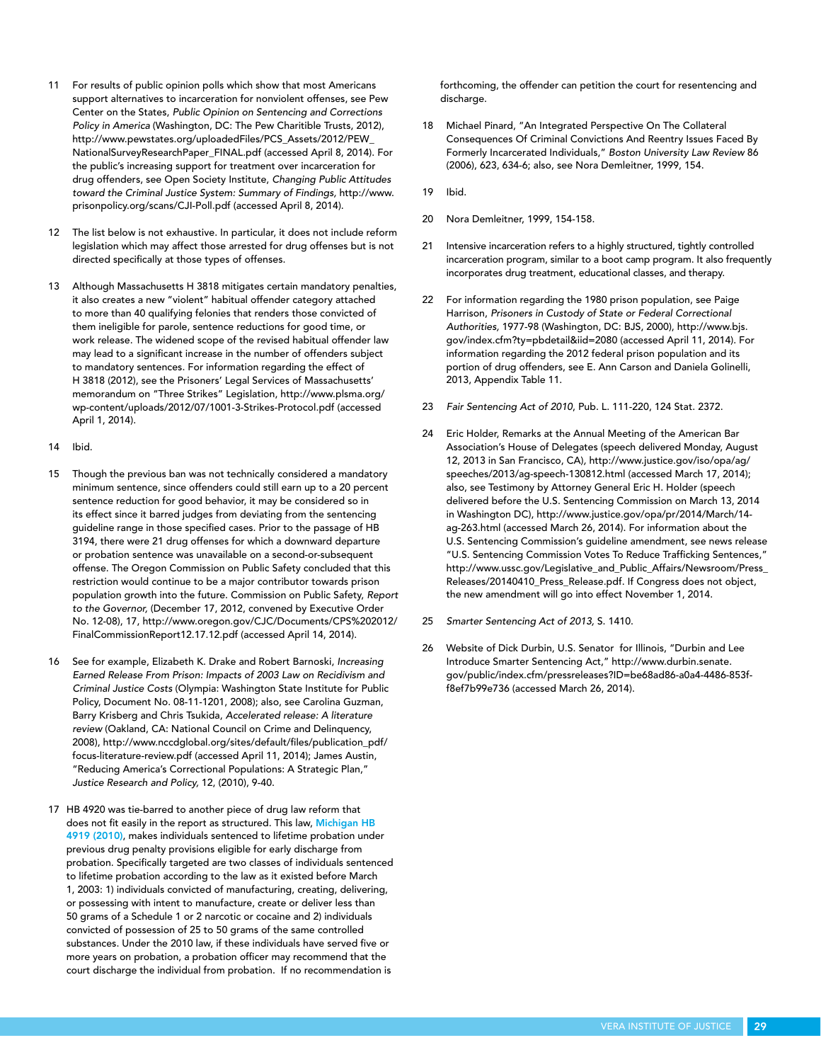11 For results of public opinion polls which show that most Americans support alternatives to incarceration for nonviolent offenses, see Pew Center on the States, *Public Opinion on Sentencing and Corrections Policy in America* (Washington, DC: The Pew Charitible Trusts, 2012), http://www.pewstates.org/uploadedFiles/PCS_Assets/2012/PEW_NationalSurveyResearchPaper_FINAL.pdf (accessed April 8, 2014). For the public's increasing support for treatment over incarceration for drug offenders, see Open Society Institute, *Changing Public Attitudes toward the Criminal Justice System: Summary of Findings,* http://www.prisonpolicy.org/scans/CJI-Poll.pdf (accessed April 8, 2014).

12 The list below is not exhaustive. In particular, it does not include reform legislation which may affect those arrested for drug offenses but is not directed specifically at those types of offenses.

13 Although Massachusetts H 3818 mitigates certain mandatory penalties, it also creates a new "violent" habitual offender category attached to more than 40 qualifying felonies that renders those convicted of them ineligible for parole, sentence reductions for good time, or work release. The widened scope of the revised habitual offender law may lead to a significant increase in the number of offenders subject to mandatory sentences. For information regarding the effect of H 3818 (2012), see the Prisoners' Legal Services of Massachusetts' memorandum on "Three Strikes" Legislation, http://www.plsma.org/wp-content/uploads/2012/07/1001-3-Strikes-Protocol.pdf (accessed April 1, 2014).

14 Ibid.

15 Though the previous ban was not technically considered a mandatory minimum sentence, since offenders could still earn up to a 20 percent sentence reduction for good behavior, it may be considered so in its effect since it barred judges from deviating from the sentencing guideline range in those specified cases. Prior to the passage of HB 3194, there were 21 drug offenses for which a downward departure or probation sentence was unavailable on a second-or-subsequent offense. The Oregon Commission on Public Safety concluded that this restriction would continue to be a major contributor towards prison population growth into the future. Commission on Public Safety, *Report to the Governor,* (December 17, 2012, convened by Executive Order No. 12-08), 17, http://www.oregon.gov/CJC/Documents/CPS%202012/FinalCommissionReport12.17.12.pdf (accessed April 14, 2014).

16 See for example, Elizabeth K. Drake and Robert Barnoski, *Increasing Earned Release From Prison: Impacts of 2003 Law on Recidivism and Criminal Justice Costs* (Olympia: Washington State Institute for Public Policy, Document No. 08-11-1201, 2008); also, see Carolina Guzman, Barry Krisberg and Chris Tsukida, *Accelerated release: A literature review* (Oakland, CA: National Council on Crime and Delinquency, 2008), http://www.nccdglobal.org/sites/default/files/publication_pdf/focus-literature-review.pdf (accessed April 11, 2014); James Austin, "Reducing America's Correctional Populations: A Strategic Plan," *Justice Research and Policy,* 12, (2010), 9-40.

17 HB 4920 was tie-barred to another piece of drug law reform that does not fit easily in the report as structured. This law, Michigan HB 4919 (2010), makes individuals sentenced to lifetime probation under previous drug penalty provisions eligible for early discharge from probation. Specifically targeted are two classes of individuals sentenced to lifetime probation according to the law as it existed before March 1, 2003: 1) individuals convicted of manufacturing, creating, delivering, or possessing with intent to manufacture, create or deliver less than 50 grams of a Schedule 1 or 2 narcotic or cocaine and 2) individuals convicted of possession of 25 to 50 grams of the same controlled substances. Under the 2010 law, if these individuals have served five or more years on probation, a probation officer may recommend that the court discharge the individual from probation. If no recommendation is forthcoming, the offender can petition the court for resentencing and discharge.

18 Michael Pinard, "An Integrated Perspective On The Collateral Consequences Of Criminal Convictions And Reentry Issues Faced By Formerly Incarcerated Individuals," *Boston University Law Review* 86 (2006), 623, 634-6; also, see Nora Demleitner, 1999, 154.

19 Ibid.

20 Nora Demleitner, 1999, 154-158.

21 Intensive incarceration refers to a highly structured, tightly controlled incarceration program, similar to a boot camp program. It also frequently incorporates drug treatment, educational classes, and therapy.

22 For information regarding the 1980 prison population, see Paige Harrison, *Prisoners in Custody of State or Federal Correctional Authorities,* 1977-98 (Washington, DC: BJS, 2000), http://www.bjs.gov/index.cfm?ty=pbdetail&iid=2080 (accessed April 11, 2014). For information regarding the 2012 federal prison population and its portion of drug offenders, see E. Ann Carson and Daniela Golinelli, 2013, Appendix Table 11.

23 *Fair Sentencing Act of 2010*, Pub. L. 111-220, 124 Stat. 2372.

24 Eric Holder, Remarks at the Annual Meeting of the American Bar Association's House of Delegates (speech delivered Monday, August 12, 2013 in San Francisco, CA), http://www.justice.gov/iso/opa/ag/speeches/2013/ag-speech-130812.html (accessed March 17, 2014); also, see Testimony by Attorney General Eric H. Holder (speech delivered before the U.S. Sentencing Commission on March 13, 2014 in Washington DC), http://www.justice.gov/opa/pr/2014/March/14-ag-263.html (accessed March 26, 2014). For information about the U.S. Sentencing Commission's guideline amendment, see news release "U.S. Sentencing Commission Votes To Reduce Trafficking Sentences," http://www.ussc.gov/Legislative_and_Public_Affairs/Newsroom/Press_Releases/20140410_Press_Release.pdf. If Congress does not object, the new amendment will go into effect November 1, 2014.

25 *Smarter Sentencing Act of 2013,* S. 1410.

26 Website of Dick Durbin, U.S. Senator for Illinois, "Durbin and Lee Introduce Smarter Sentencing Act," http://www.durbin.senate.gov/public/index.cfm/pressreleases?ID=be68ad86-a0a4-4486-853f-f8ef7b99e736 (accessed March 26, 2014).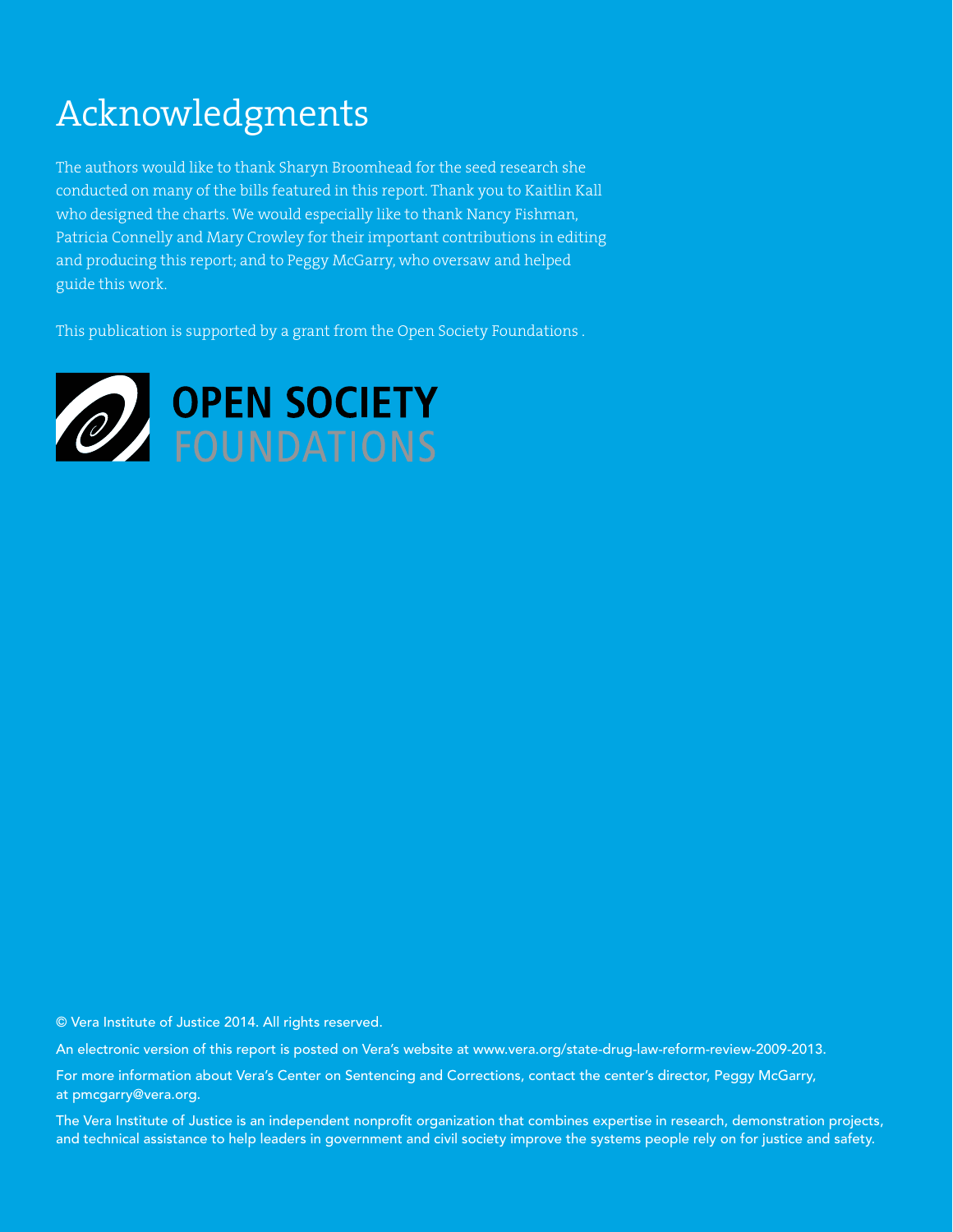# Acknowledgments

The authors would like to thank Sharyn Broomhead for the seed research she conducted on many of the bills featured in this report. Thank you to Kaitlin Kall who designed the charts. We would especially like to thank Nancy Fishman, Patricia Connelly and Mary Crowley for their important contributions in editing and producing this report; and to Peggy McGarry, who oversaw and helped guide this work.

This publication is supported by a grant from the Open Society Foundations .

**OPEN SOCIETY**
FOUNDATIONS

© Vera Institute of Justice 2014. All rights reserved.

An electronic version of this report is posted on Vera's website at www.vera.org/state-drug-law-reform-review-2009-2013.

For more information about Vera's Center on Sentencing and Corrections, contact the center's director, Peggy McGarry, at pmcgarry@vera.org.

The Vera Institute of Justice is an independent nonprofit organization that combines expertise in research, demonstration projects, and technical assistance to help leaders in government and civil society improve the systems people rely on for justice and safety.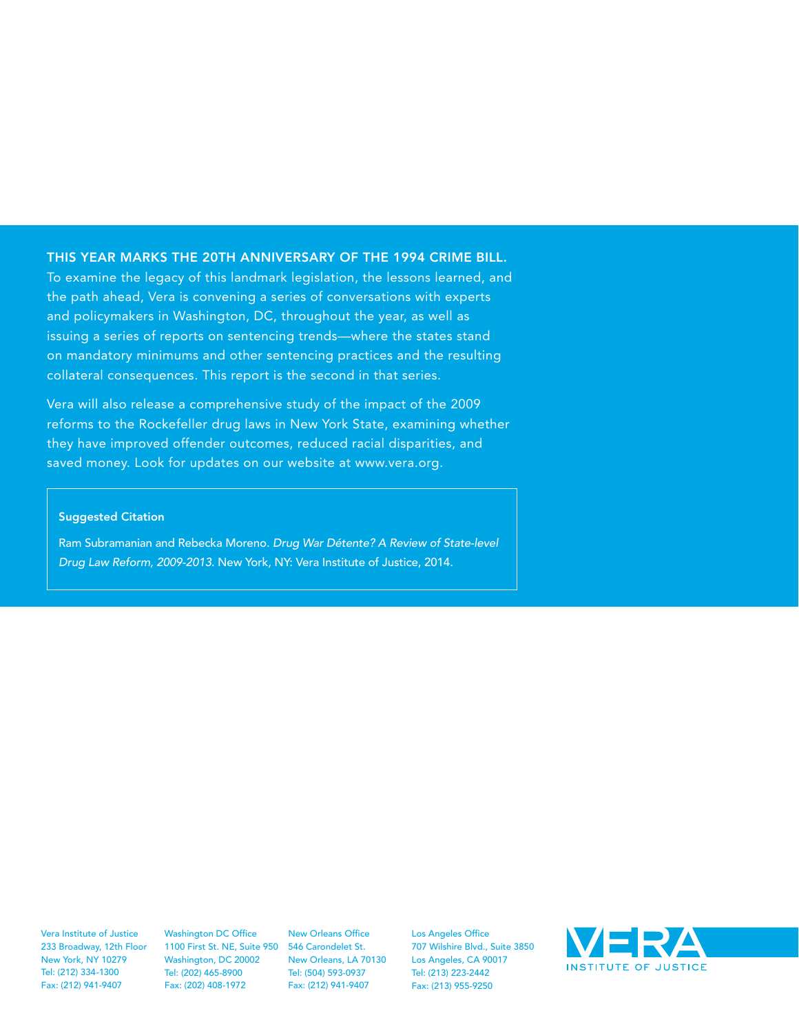**THIS YEAR MARKS THE 20TH ANNIVERSARY OF THE 1994 CRIME BILL.** To examine the legacy of this landmark legislation, the lessons learned, and the path ahead, Vera is convening a series of conversations with experts and policymakers in Washington, DC, throughout the year, as well as issuing a series of reports on sentencing trends—where the states stand on mandatory minimums and other sentencing practices and the resulting collateral consequences. This report is the second in that series.

Vera will also release a comprehensive study of the impact of the 2009 reforms to the Rockefeller drug laws in New York State, examining whether they have improved offender outcomes, reduced racial disparities, and saved money. Look for updates on our website at www.vera.org.

**Suggested Citation**

Ram Subramanian and Rebecka Moreno. *Drug War Détente? A Review of State-level Drug Law Reform, 2009-2013.* New York, NY: Vera Institute of Justice, 2014.

Vera Institute of Justice
233 Broadway, 12th Floor
New York, NY 10279
Tel: (212) 334-1300
Fax: (212) 941-9407

Washington DC Office
1100 First St. NE, Suite 950
Washington, DC 20002
Tel: (202) 465-8900
Fax: (202) 408-1972

New Orleans Office
546 Carondelet St.
New Orleans, LA 70130
Tel: (504) 593-0937
Fax: (212) 941-9407

Los Angeles Office
707 Wilshire Blvd., Suite 3850
Los Angeles, CA 90017
Tel: (213) 223-2442
Fax: (213) 955-9250

VERA
INSTITUTE OF JUSTICE